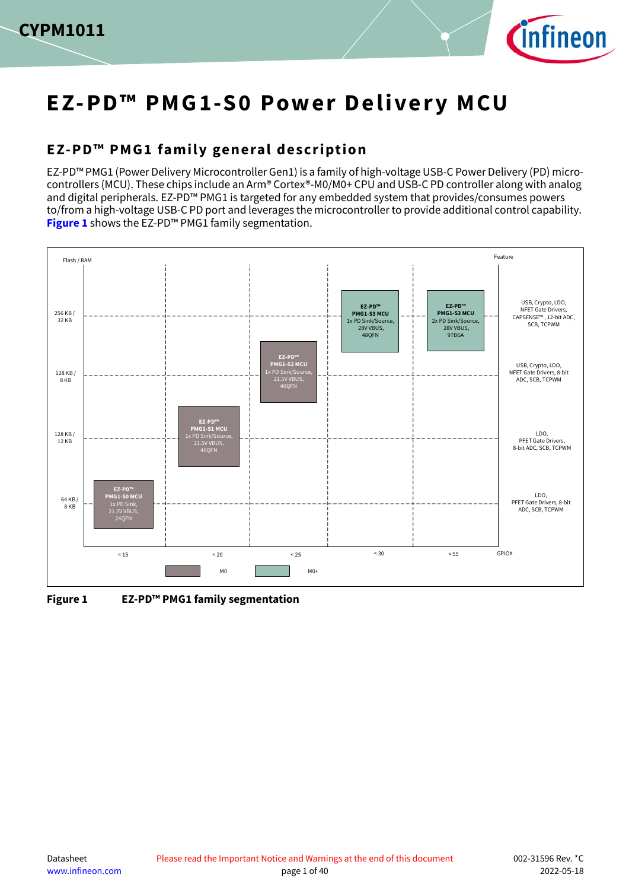# EZ-PD™ PMG1-S0 Power Delivery MCU

## EZ-PD™ PMG1 family general description

EZ-PD™ PMG1 (Power Delivery Microcontroller Gen1) is a family of high-voltage USB-C Power Delivery (PD) microcontrollers (MCU). These chips include an Arm® Cortex®-M0/M0+ CPU and USB-C PD controller along with analog and digital peripherals. EZ-PD™ PMG1 is targeted for any embedded system that provides/consumes powers to/from a high-voltage USB-C PD port and leverages the microcontroller to provide additional control capability. **Figure 1** shows the EZ-PD™ PMG1 family segmentation.

Flash / RAM

256 KB / 32 KB

128 KB / 8 KB

128 KB / 12 KB

64 KB / 8 KB

EZ-PD™ PMG1-S0 MCU
1x PD Sink,
21.5V VBUS,
24QFN

EZ-PD™ PMG1-S1 MCU
1x PD Sink/Source,
21.5V VBUS,
40QFN

EZ-PD™ PMG1-S2 MCU
1x PD Sink/Source,
21.5V VBUS,
40QFN

EZ-PD™ PMG1-S3 MCU
1x PD Sink/Source,
28V VBUS,
48QFN

EZ-PD™ PMG1-S3 MCU
2x PD Sink/Source,
28V VBUS,
97BGA

Feature

USB, Crypto, LDO, NFET Gate Drivers, CAPSENSE™, 12-bit ADC, SCB, TCPWM

USB, Crypto, LDO, NFET Gate Drivers, 8-bit ADC, SCB, TCPWM

LDO, PFET Gate Drivers, 8-bit ADC, SCB, TCPWM

LDO, PFET Gate Drivers, 8-bit ADC, SCB, TCPWM

< 15
< 20
< 25
< 30
< 55
GPIO#

M0
M0+

**Figure 1 EZ-PD™ PMG1 family segmentation**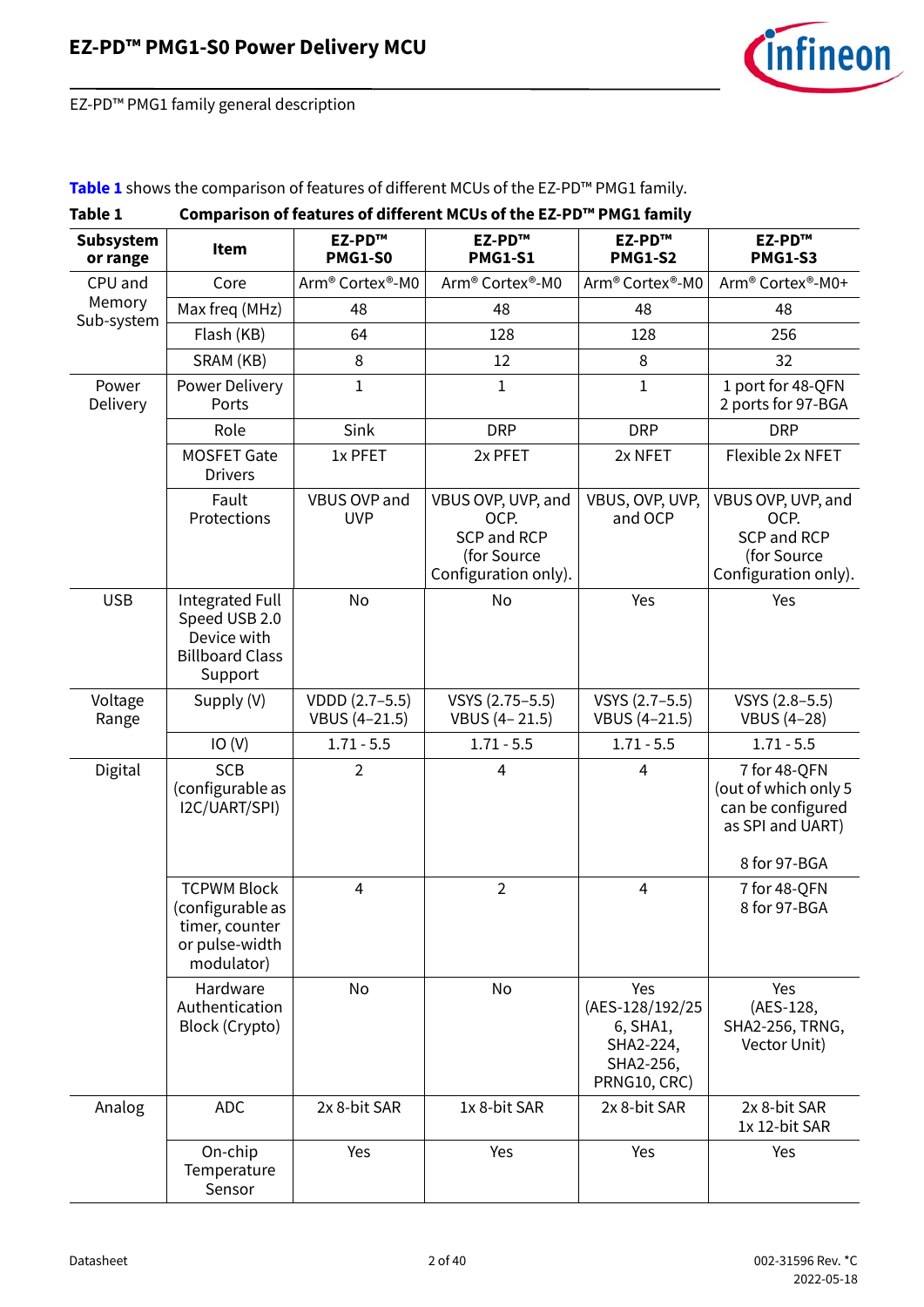EZ-PD™ PMG1 family general description

**Table 1** shows the comparison of features of different MCUs of the EZ-PD™ PMG1 family.

**Table 1 Comparison of features of different MCUs of the EZ-PD™ PMG1 family**

| Subsystem or range | Item | EZ-PD™ PMG1-S0 | EZ-PD™ PMG1-S1 | EZ-PD™ PMG1-S2 | EZ-PD™ PMG1-S3 |
|---|---|---|---|---|---|
| CPU and Memory Sub-system | Core | Arm® Cortex®-M0 | Arm® Cortex®-M0 | Arm® Cortex®-M0 | Arm® Cortex®-M0+ |
| | Max freq (MHz) | 48 | 48 | 48 | 48 |
| | Flash (KB) | 64 | 128 | 128 | 256 |
| | SRAM (KB) | 8 | 12 | 8 | 32 |
| Power Delivery | Power Delivery Ports | 1 | 1 | 1 | 1 port for 48-QFN<br>2 ports for 97-BGA |
| | Role | Sink | DRP | DRP | DRP |
| | MOSFET Gate Drivers | 1x PFET | 2x PFET | 2x NFET | Flexible 2x NFET |
| | Fault Protections | VBUS OVP and UVP | VBUS OVP, UVP, and OCP.<br>SCP and RCP (for Source Configuration only). | VBUS, OVP, UVP, and OCP | VBUS OVP, UVP, and OCP.<br>SCP and RCP (for Source Configuration only). |
| USB | Integrated Full Speed USB 2.0 Device with Billboard Class Support | No | No | Yes | Yes |
| Voltage Range | Supply (V) | VDDD (2.7–5.5)<br>VBUS (4–21.5) | VSYS (2.75–5.5)<br>VBUS (4– 21.5) | VSYS (2.7–5.5)<br>VBUS (4–21.5) | VSYS (2.8–5.5)<br>VBUS (4–28) |
| | IO (V) | 1.71 - 5.5 | 1.71 - 5.5 | 1.71 - 5.5 | 1.71 - 5.5 |
| Digital | SCB (configurable as I2C/UART/SPI) | 2 | 4 | 4 | 7 for 48-QFN (out of which only 5 can be configured as SPI and UART)<br><br>8 for 97-BGA |
| | TCPWM Block (configurable as timer, counter or pulse-width modulator) | 4 | 2 | 4 | 7 for 48-QFN<br>8 for 97-BGA |
| | Hardware Authentication Block (Crypto) | No | No | Yes (AES-128/192/256, SHA1, SHA2-224, SHA2-256, PRNG10, CRC) | Yes (AES-128, SHA2-256, TRNG, Vector Unit) |
| Analog | ADC | 2x 8-bit SAR | 1x 8-bit SAR | 2x 8-bit SAR | 2x 8-bit SAR<br>1x 12-bit SAR |
| | On-chip Temperature Sensor | Yes | Yes | Yes | Yes |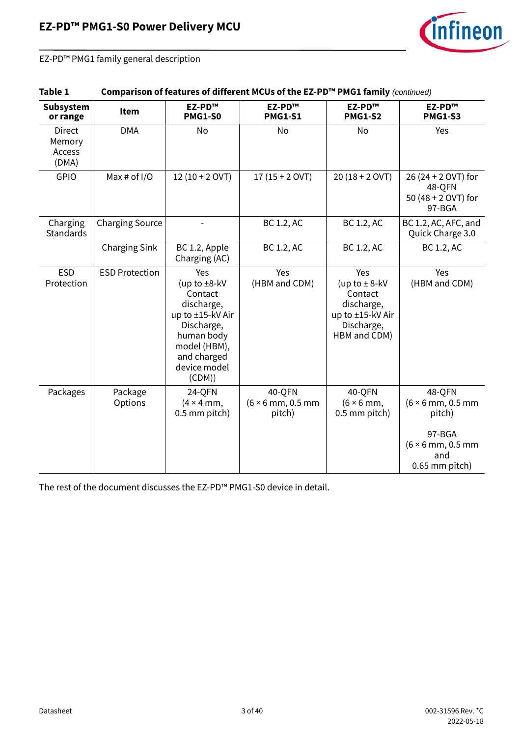EZ-PD™ PMG1 family general description

**Table 1 Comparison of features of different MCUs of the EZ-PD™ PMG1 family** *(continued)*

| Subsystem or range | Item | EZ-PD™ PMG1-S0 | EZ-PD™ PMG1-S1 | EZ-PD™ PMG1-S2 | EZ-PD™ PMG1-S3 |
|---|---|---|---|---|---|
| Direct Memory Access (DMA) | DMA | No | No | No | Yes |
| GPIO | Max # of I/O | 12 (10 + 2 OVT) | 17 (15 + 2 OVT) | 20 (18 + 2 OVT) | 26 (24 + 2 OVT) for 48-QFN<br>50 (48 + 2 OVT) for 97-BGA |
| Charging Standards | Charging Source | - | BC 1.2, AC | BC 1.2, AC | BC 1.2, AC, AFC, and Quick Charge 3.0 |
| | Charging Sink | BC 1.2, Apple Charging (AC) | BC 1.2, AC | BC 1.2, AC | BC 1.2, AC |
| ESD Protection | ESD Protection | Yes (up to ±8-kV Contact discharge, up to ±15-kV Air Discharge, human body model (HBM), and charged device model (CDM)) | Yes (HBM and CDM) | Yes (up to ± 8-kV Contact discharge, up to ±15-kV Air Discharge, HBM and CDM) | Yes (HBM and CDM) |
| Packages | Package Options | 24-QFN (4 × 4 mm, 0.5 mm pitch) | 40-QFN (6 × 6 mm, 0.5 mm pitch) | 40-QFN (6 × 6 mm, 0.5 mm pitch) | 48-QFN (6 × 6 mm, 0.5 mm pitch)<br><br>97-BGA (6 × 6 mm, 0.5 mm and 0.65 mm pitch) |

The rest of the document discusses the EZ-PD™ PMG1-S0 device in detail.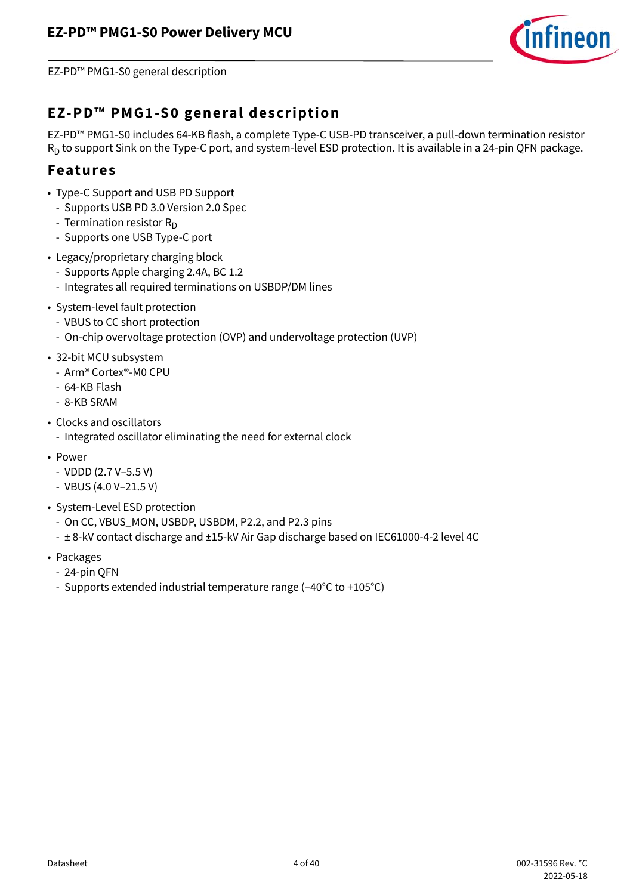## EZ-PD™ PMG1-S0 general description

EZ-PD™ PMG1-S0 includes 64-KB flash, a complete Type-C USB-PD transceiver, a pull-down termination resistor $R_D$ to support Sink on the Type-C port, and system-level ESD protection. It is available in a 24-pin QFN package.

### Features

- Type-C Support and USB PD Support
  - Supports USB PD 3.0 Version 2.0 Spec
  - Termination resistor $R_D$
  - Supports one USB Type-C port
- Legacy/proprietary charging block
  - Supports Apple charging 2.4A, BC 1.2
  - Integrates all required terminations on USBDP/DM lines
- System-level fault protection
  - VBUS to CC short protection
  - On-chip overvoltage protection (OVP) and undervoltage protection (UVP)
- 32-bit MCU subsystem
  - Arm® Cortex®-M0 CPU
  - 64-KB Flash
  - 8-KB SRAM
- Clocks and oscillators
  - Integrated oscillator eliminating the need for external clock
- Power
  - VDDD (2.7 V–5.5 V)
  - VBUS (4.0 V–21.5 V)
- System-Level ESD protection
  - On CC, VBUS_MON, USBDP, USBDM, P2.2, and P2.3 pins
  - ± 8-kV contact discharge and ±15-kV Air Gap discharge based on IEC61000-4-2 level 4C
- Packages
  - 24-pin QFN
  - Supports extended industrial temperature range (–40°C to +105°C)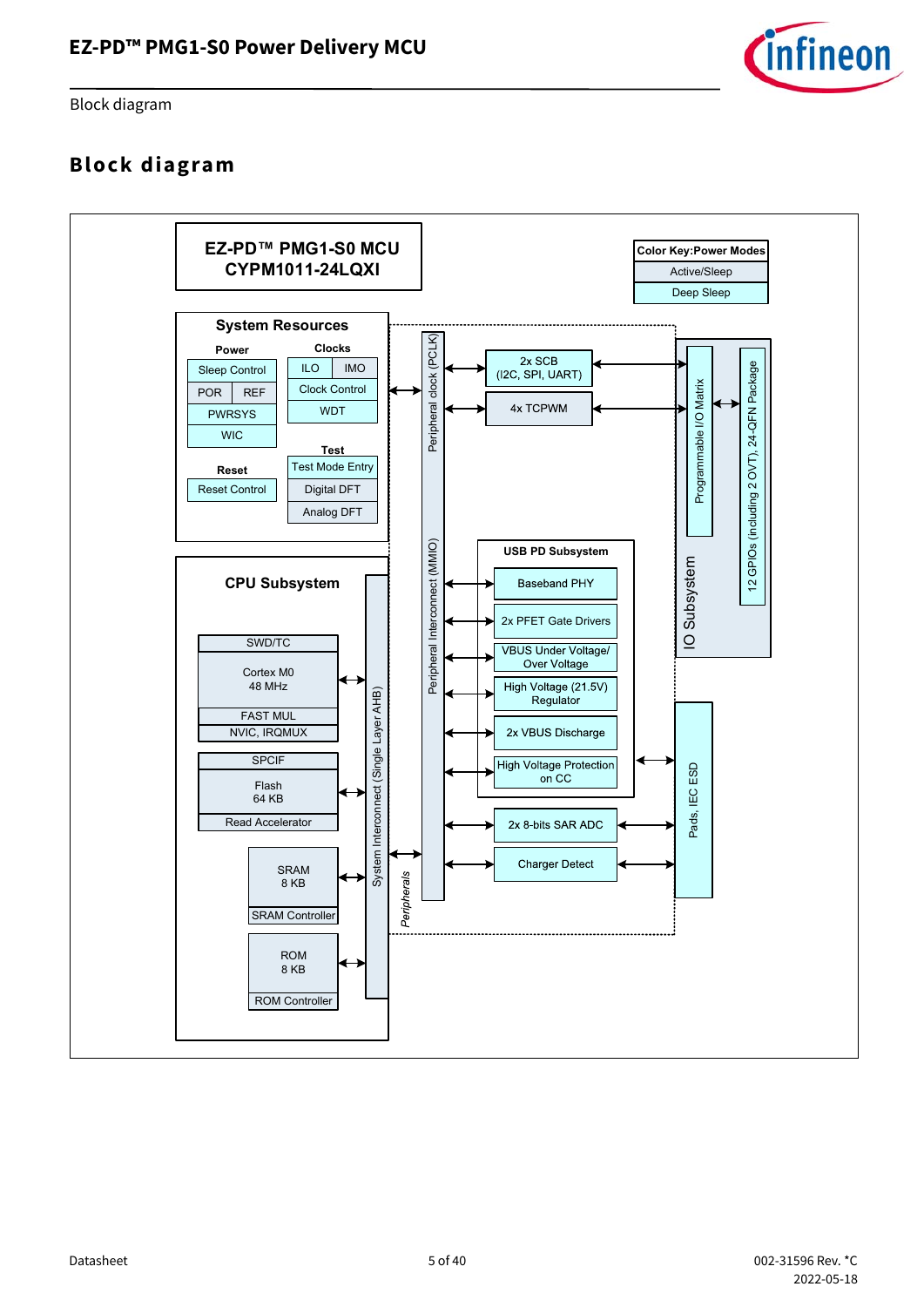# Block diagram

EZ-PD™ PMG1-S0 MCU
CYPM1011-24LQXI

Color Key:Power Modes
Active/Sleep
Deep Sleep

System Resources
Power
Sleep Control
POR
REF
PWRSYS
WIC
Reset
Reset Control
Clocks
ILO
IMO
Clock Control
WDT
Test
Test Mode Entry
Digital DFT
Analog DFT

CPU Subsystem
SWD/TC
Cortex M0
48 MHz
FAST MUL
NVIC, IRQMUX
SPCIF
Flash
64 KB
Read Accelerator
SRAM
8 KB
SRAM Controller
ROM
8 KB
ROM Controller

System Interconnect (Single Layer AHB)
Peripherals
Peripheral clock (PCLK)
Peripheral Interconnect (MMIO)

2x SCB
(I2C, SPI, UART)
4x TCPWM

USB PD Subsystem
Baseband PHY
2x PFET Gate Drivers
VBUS Under Voltage/
Over Voltage
High Voltage (21.5V)
Regulator
2x VBUS Discharge
High Voltage Protection
on CC

2x 8-bits SAR ADC
Charger Detect

IO Subsystem
Programmable I/O Matrix
12 GPIOs (including 2 OVT), 24-QFN Package
Pads, IEC ESD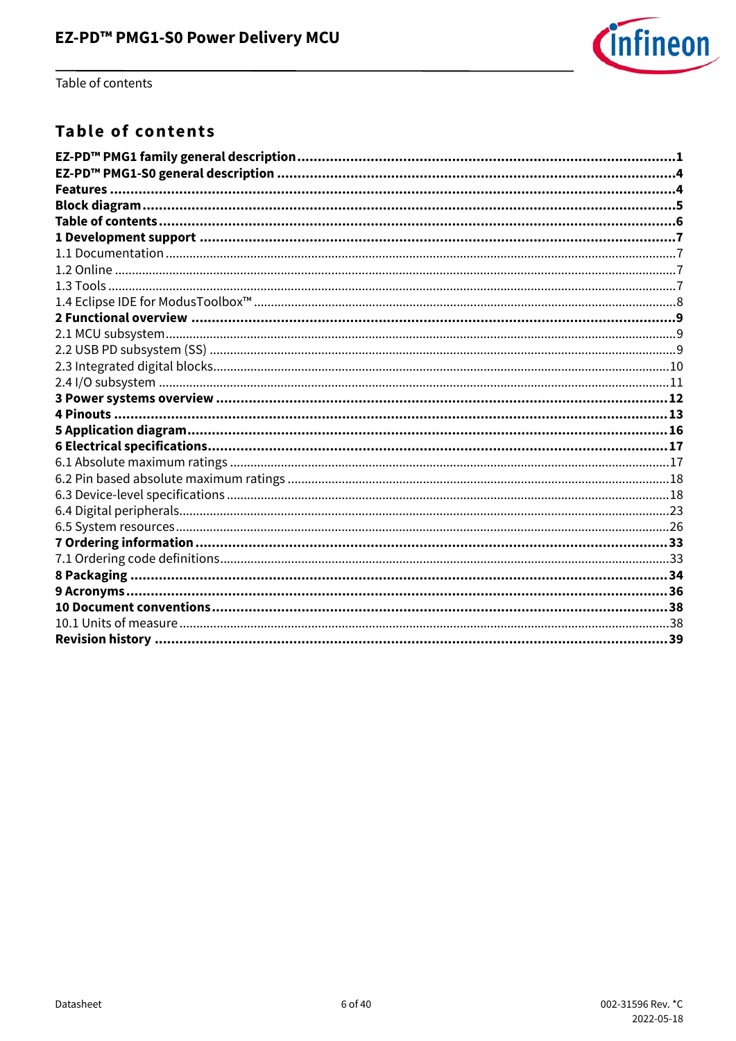# Table of contents

**EZ-PD™ PMG1 family general description ..... 1**
**EZ-PD™ PMG1-S0 general description ..... 4**
**Features ..... 4**
**Block diagram ..... 5**
**Table of contents ..... 6**
**1 Development support ..... 7**
1.1 Documentation ..... 7
1.2 Online ..... 7
1.3 Tools ..... 7
1.4 Eclipse IDE for ModusToolbox™ ..... 8
**2 Functional overview ..... 9**
2.1 MCU subsystem ..... 9
2.2 USB PD subsystem (SS) ..... 9
2.3 Integrated digital blocks ..... 10
2.4 I/O subsystem ..... 11
**3 Power systems overview ..... 12**
**4 Pinouts ..... 13**
**5 Application diagram ..... 16**
**6 Electrical specifications ..... 17**
6.1 Absolute maximum ratings ..... 17
6.2 Pin based absolute maximum ratings ..... 18
6.3 Device-level specifications ..... 18
6.4 Digital peripherals ..... 23
6.5 System resources ..... 26
**7 Ordering information ..... 33**
7.1 Ordering code definitions ..... 33
**8 Packaging ..... 34**
**9 Acronyms ..... 36**
**10 Document conventions ..... 38**
10.1 Units of measure ..... 38
**Revision history ..... 39**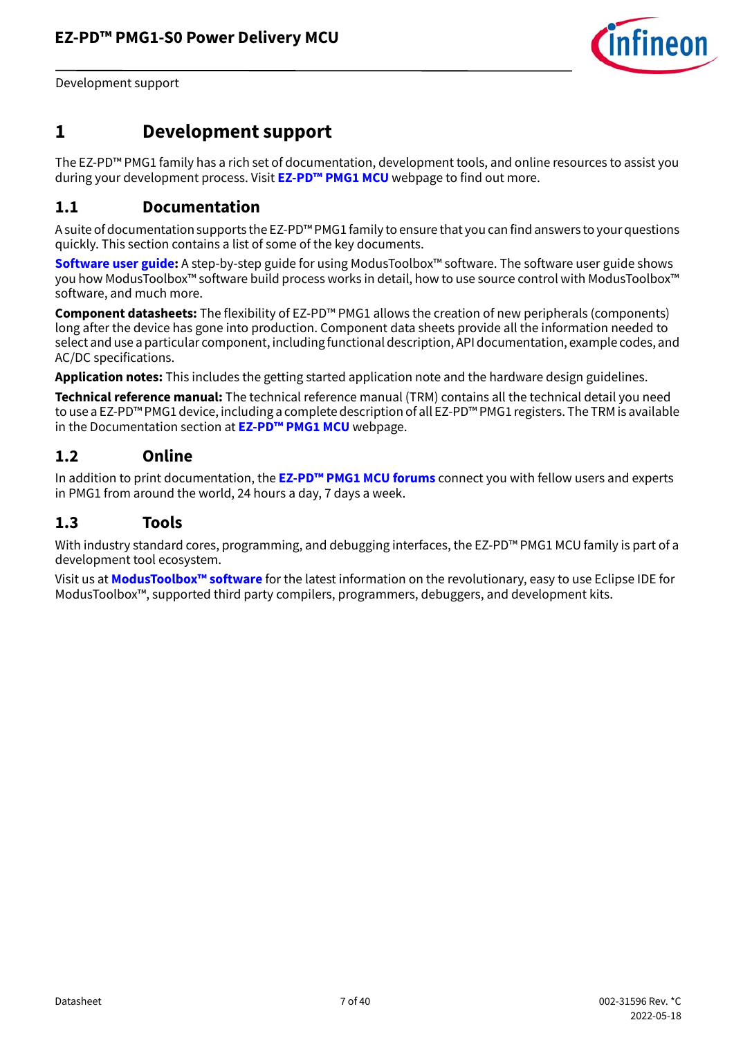# 1 Development support

The EZ-PD™ PMG1 family has a rich set of documentation, development tools, and online resources to assist you during your development process. Visit **EZ-PD™ PMG1 MCU** webpage to find out more.

## 1.1 Documentation

A suite of documentation supports the EZ-PD™ PMG1 family to ensure that you can find answers to your questions quickly. This section contains a list of some of the key documents.

**Software user guide:** A step-by-step guide for using ModusToolbox™ software. The software user guide shows you how ModusToolbox™ software build process works in detail, how to use source control with ModusToolbox™ software, and much more.

**Component datasheets:** The flexibility of EZ-PD™ PMG1 allows the creation of new peripherals (components) long after the device has gone into production. Component data sheets provide all the information needed to select and use a particular component, including functional description, API documentation, example codes, and AC/DC specifications.

**Application notes:** This includes the getting started application note and the hardware design guidelines.

**Technical reference manual:** The technical reference manual (TRM) contains all the technical detail you need to use a EZ-PD™ PMG1 device, including a complete description of all EZ-PD™ PMG1 registers. The TRM is available in the Documentation section at **EZ-PD™ PMG1 MCU** webpage.

## 1.2 Online

In addition to print documentation, the **EZ-PD™ PMG1 MCU forums** connect you with fellow users and experts in PMG1 from around the world, 24 hours a day, 7 days a week.

## 1.3 Tools

With industry standard cores, programming, and debugging interfaces, the EZ-PD™ PMG1 MCU family is part of a development tool ecosystem.

Visit us at **ModusToolbox™ software** for the latest information on the revolutionary, easy to use Eclipse IDE for ModusToolbox™, supported third party compilers, programmers, debuggers, and development kits.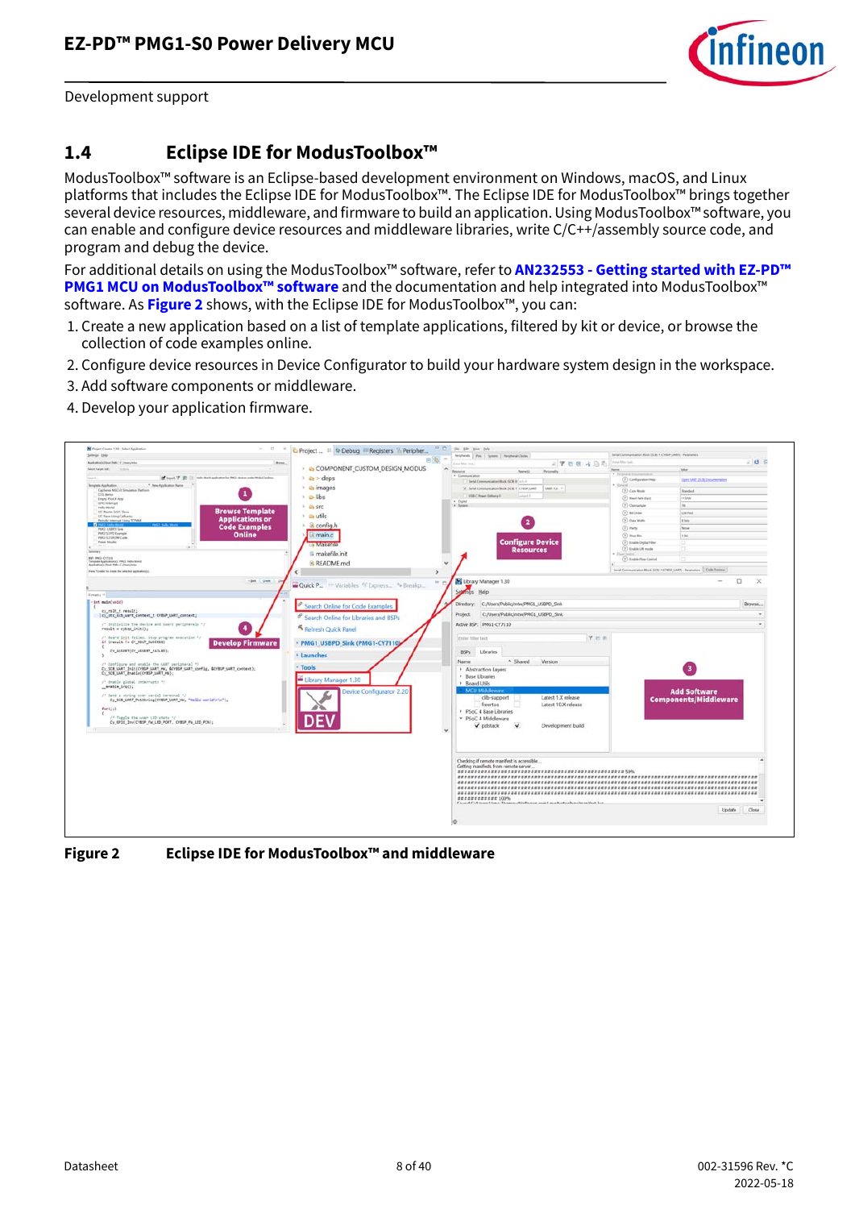## 1.4 Eclipse IDE for ModusToolbox™

ModusToolbox™ software is an Eclipse-based development environment on Windows, macOS, and Linux platforms that includes the Eclipse IDE for ModusToolbox™. The Eclipse IDE for ModusToolbox™ brings together several device resources, middleware, and firmware to build an application. Using ModusToolbox™ software, you can enable and configure device resources and middleware libraries, write C/C++/assembly source code, and program and debug the device.

For additional details on using the ModusToolbox™ software, refer to **AN232553 - Getting started with EZ-PD™ PMG1 MCU on ModusToolbox™ software** and the documentation and help integrated into ModusToolbox™ software. As **Figure 2** shows, with the Eclipse IDE for ModusToolbox™, you can:

1. Create a new application based on a list of template applications, filtered by kit or device, or browse the collection of code examples online.
2. Configure device resources in Device Configurator to build your hardware system design in the workspace.
3. Add software components or middleware.
4. Develop your application firmware.

**Figure 2** Eclipse IDE for ModusToolbox™ and middleware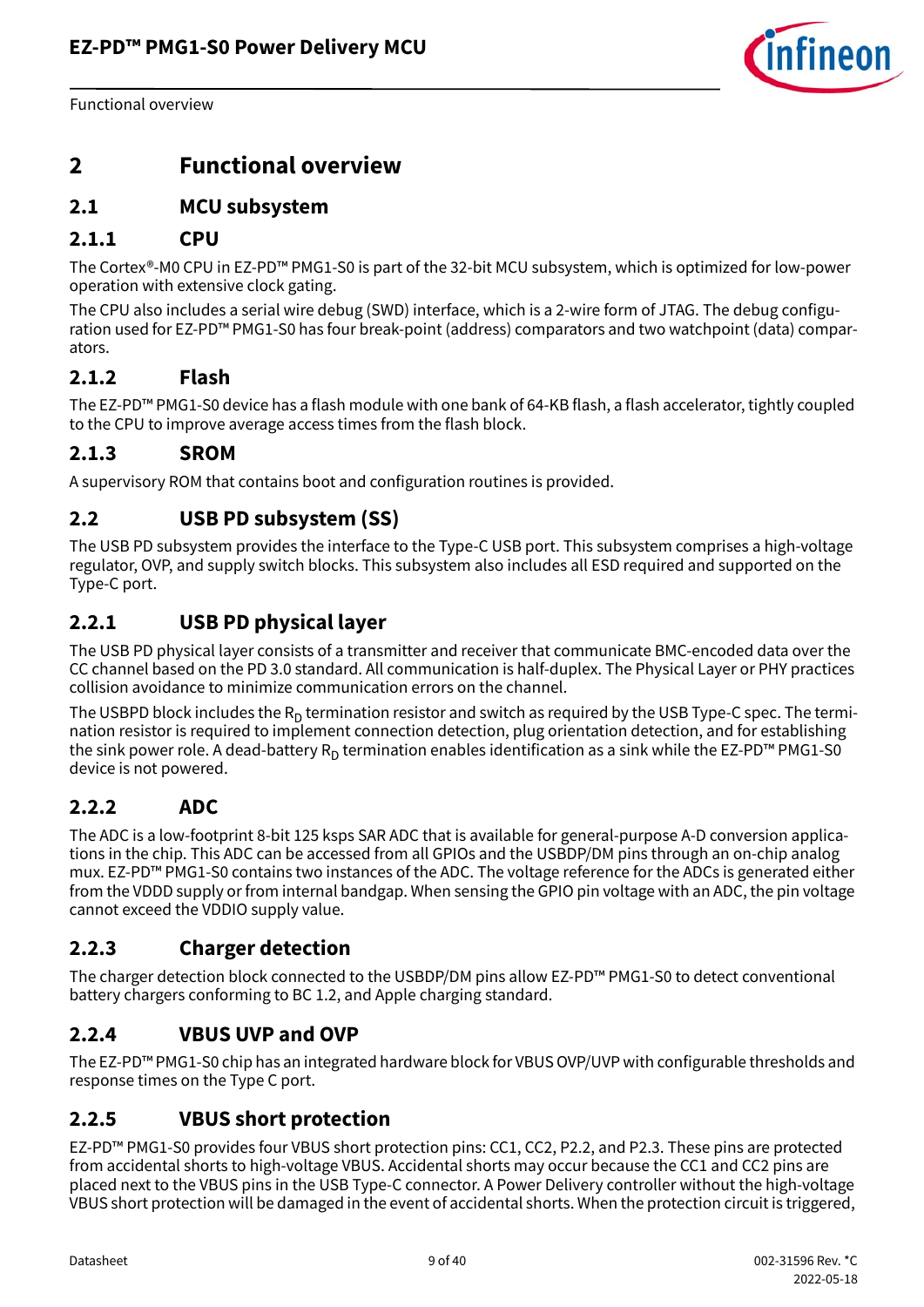# 2 Functional overview

## 2.1 MCU subsystem

### 2.1.1 CPU

The Cortex®-M0 CPU in EZ-PD™ PMG1-S0 is part of the 32-bit MCU subsystem, which is optimized for low-power operation with extensive clock gating.

The CPU also includes a serial wire debug (SWD) interface, which is a 2-wire form of JTAG. The debug configuration used for EZ-PD™ PMG1-S0 has four break-point (address) comparators and two watchpoint (data) comparators.

### 2.1.2 Flash

The EZ-PD™ PMG1-S0 device has a flash module with one bank of 64-KB flash, a flash accelerator, tightly coupled to the CPU to improve average access times from the flash block.

### 2.1.3 SROM

A supervisory ROM that contains boot and configuration routines is provided.

## 2.2 USB PD subsystem (SS)

The USB PD subsystem provides the interface to the Type-C USB port. This subsystem comprises a high-voltage regulator, OVP, and supply switch blocks. This subsystem also includes all ESD required and supported on the Type-C port.

### 2.2.1 USB PD physical layer

The USB PD physical layer consists of a transmitter and receiver that communicate BMC-encoded data over the CC channel based on the PD 3.0 standard. All communication is half-duplex. The Physical Layer or PHY practices collision avoidance to minimize communication errors on the channel.

The USBPD block includes the $R_D$ termination resistor and switch as required by the USB Type-C spec. The termination resistor is required to implement connection detection, plug orientation detection, and for establishing the sink power role. A dead-battery $R_D$ termination enables identification as a sink while the EZ-PD™ PMG1-S0 device is not powered.

### 2.2.2 ADC

The ADC is a low-footprint 8-bit 125 ksps SAR ADC that is available for general-purpose A-D conversion applications in the chip. This ADC can be accessed from all GPIOs and the USBDP/DM pins through an on-chip analog mux. EZ-PD™ PMG1-S0 contains two instances of the ADC. The voltage reference for the ADCs is generated either from the VDDD supply or from internal bandgap. When sensing the GPIO pin voltage with an ADC, the pin voltage cannot exceed the VDDIO supply value.

### 2.2.3 Charger detection

The charger detection block connected to the USBDP/DM pins allow EZ-PD™ PMG1-S0 to detect conventional battery chargers conforming to BC 1.2, and Apple charging standard.

### 2.2.4 VBUS UVP and OVP

The EZ-PD™ PMG1-S0 chip has an integrated hardware block for VBUS OVP/UVP with configurable thresholds and response times on the Type C port.

### 2.2.5 VBUS short protection

EZ-PD™ PMG1-S0 provides four VBUS short protection pins: CC1, CC2, P2.2, and P2.3. These pins are protected from accidental shorts to high-voltage VBUS. Accidental shorts may occur because the CC1 and CC2 pins are placed next to the VBUS pins in the USB Type-C connector. A Power Delivery controller without the high-voltage VBUS short protection will be damaged in the event of accidental shorts. When the protection circuit is triggered,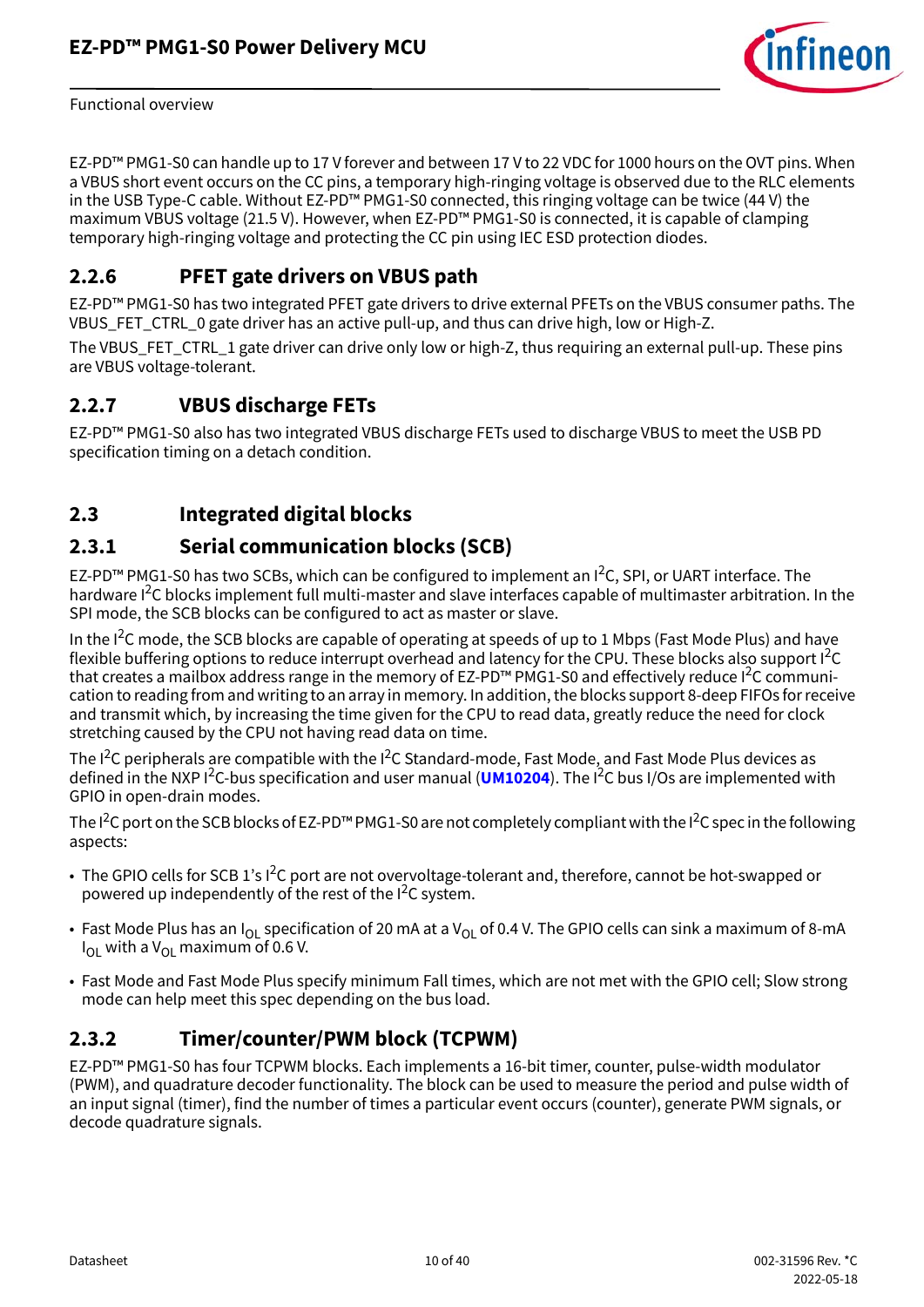EZ-PD™ PMG1-S0 can handle up to 17 V forever and between 17 V to 22 VDC for 1000 hours on the OVT pins. When a VBUS short event occurs on the CC pins, a temporary high-ringing voltage is observed due to the RLC elements in the USB Type-C cable. Without EZ-PD™ PMG1-S0 connected, this ringing voltage can be twice (44 V) the maximum VBUS voltage (21.5 V). However, when EZ-PD™ PMG1-S0 is connected, it is capable of clamping temporary high-ringing voltage and protecting the CC pin using IEC ESD protection diodes.

### 2.2.6 PFET gate drivers on VBUS path

EZ-PD™ PMG1-S0 has two integrated PFET gate drivers to drive external PFETs on the VBUS consumer paths. The VBUS_FET_CTRL_0 gate driver has an active pull-up, and thus can drive high, low or High-Z.

The VBUS_FET_CTRL_1 gate driver can drive only low or high-Z, thus requiring an external pull-up. These pins are VBUS voltage-tolerant.

### 2.2.7 VBUS discharge FETs

EZ-PD™ PMG1-S0 also has two integrated VBUS discharge FETs used to discharge VBUS to meet the USB PD specification timing on a detach condition.

## 2.3 Integrated digital blocks

### 2.3.1 Serial communication blocks (SCB)

EZ-PD™ PMG1-S0 has two SCBs, which can be configured to implement an $I^2C$, SPI, or UART interface. The hardware $I^2C$ blocks implement full multi-master and slave interfaces capable of multimaster arbitration. In the SPI mode, the SCB blocks can be configured to act as master or slave.

In the $I^2C$ mode, the SCB blocks are capable of operating at speeds of up to 1 Mbps (Fast Mode Plus) and have flexible buffering options to reduce interrupt overhead and latency for the CPU. These blocks also support $I^2C$ that creates a mailbox address range in the memory of EZ-PD™ PMG1-S0 and effectively reduce $I^2C$ communication to reading from and writing to an array in memory. In addition, the blocks support 8-deep FIFOs for receive and transmit which, by increasing the time given for the CPU to read data, greatly reduce the need for clock stretching caused by the CPU not having read data on time.

The $I^2C$ peripherals are compatible with the $I^2C$ Standard-mode, Fast Mode, and Fast Mode Plus devices as defined in the NXP $I^2C$-bus specification and user manual (**UM10204**). The $I^2C$ bus I/Os are implemented with GPIO in open-drain modes.

The $I^2C$ port on the SCB blocks of EZ-PD™ PMG1-S0 are not completely compliant with the $I^2C$ spec in the following aspects:

- The GPIO cells for SCB 1's $I^2C$ port are not overvoltage-tolerant and, therefore, cannot be hot-swapped or powered up independently of the rest of the $I^2C$ system.
- Fast Mode Plus has an $I_{OL}$ specification of 20 mA at a $V_{OL}$ of 0.4 V. The GPIO cells can sink a maximum of 8-mA $I_{OL}$ with a $V_{OL}$ maximum of 0.6 V.
- Fast Mode and Fast Mode Plus specify minimum Fall times, which are not met with the GPIO cell; Slow strong mode can help meet this spec depending on the bus load.

### 2.3.2 Timer/counter/PWM block (TCPWM)

EZ-PD™ PMG1-S0 has four TCPWM blocks. Each implements a 16-bit timer, counter, pulse-width modulator (PWM), and quadrature decoder functionality. The block can be used to measure the period and pulse width of an input signal (timer), find the number of times a particular event occurs (counter), generate PWM signals, or decode quadrature signals.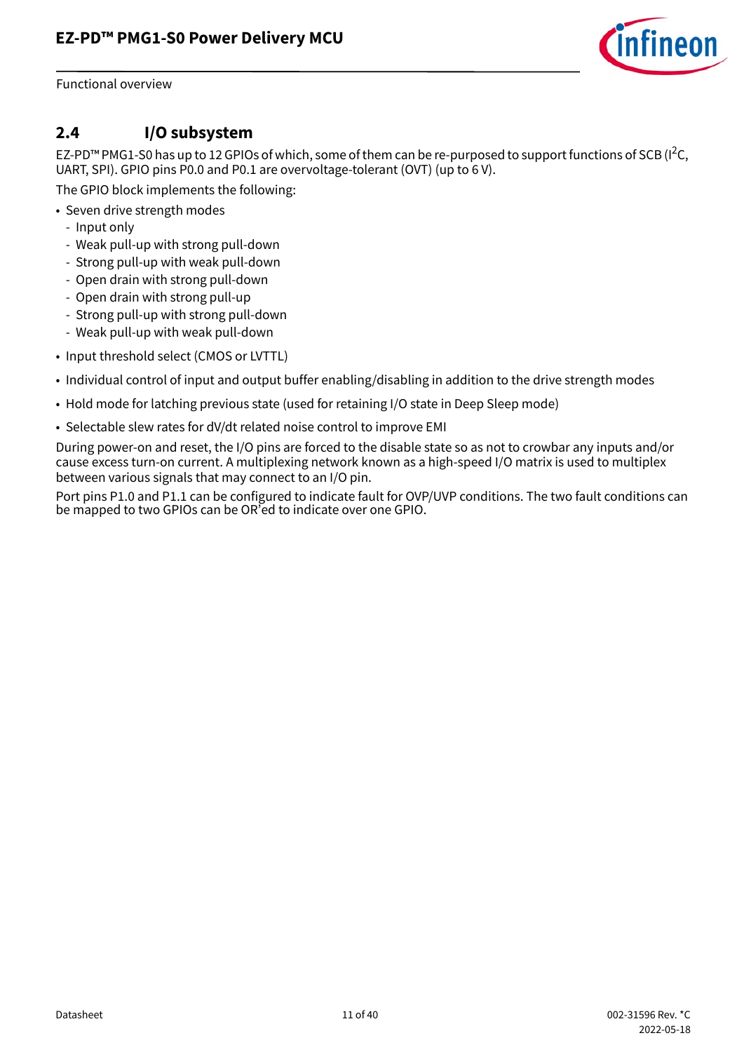## 2.4 I/O subsystem

EZ-PD™ PMG1-S0 has up to 12 GPIOs of which, some of them can be re-purposed to support functions of SCB ($I^2C$, UART, SPI). GPIO pins P0.0 and P0.1 are overvoltage-tolerant (OVT) (up to 6 V).

The GPIO block implements the following:

- Seven drive strength modes
  - Input only
  - Weak pull-up with strong pull-down
  - Strong pull-up with weak pull-down
  - Open drain with strong pull-down
  - Open drain with strong pull-up
  - Strong pull-up with strong pull-down
  - Weak pull-up with weak pull-down
- Input threshold select (CMOS or LVTTL)
- Individual control of input and output buffer enabling/disabling in addition to the drive strength modes
- Hold mode for latching previous state (used for retaining I/O state in Deep Sleep mode)
- Selectable slew rates for dV/dt related noise control to improve EMI

During power-on and reset, the I/O pins are forced to the disable state so as not to crowbar any inputs and/or cause excess turn-on current. A multiplexing network known as a high-speed I/O matrix is used to multiplex between various signals that may connect to an I/O pin.

Port pins P1.0 and P1.1 can be configured to indicate fault for OVP/UVP conditions. The two fault conditions can be mapped to two GPIOs can be OR'ed to indicate over one GPIO.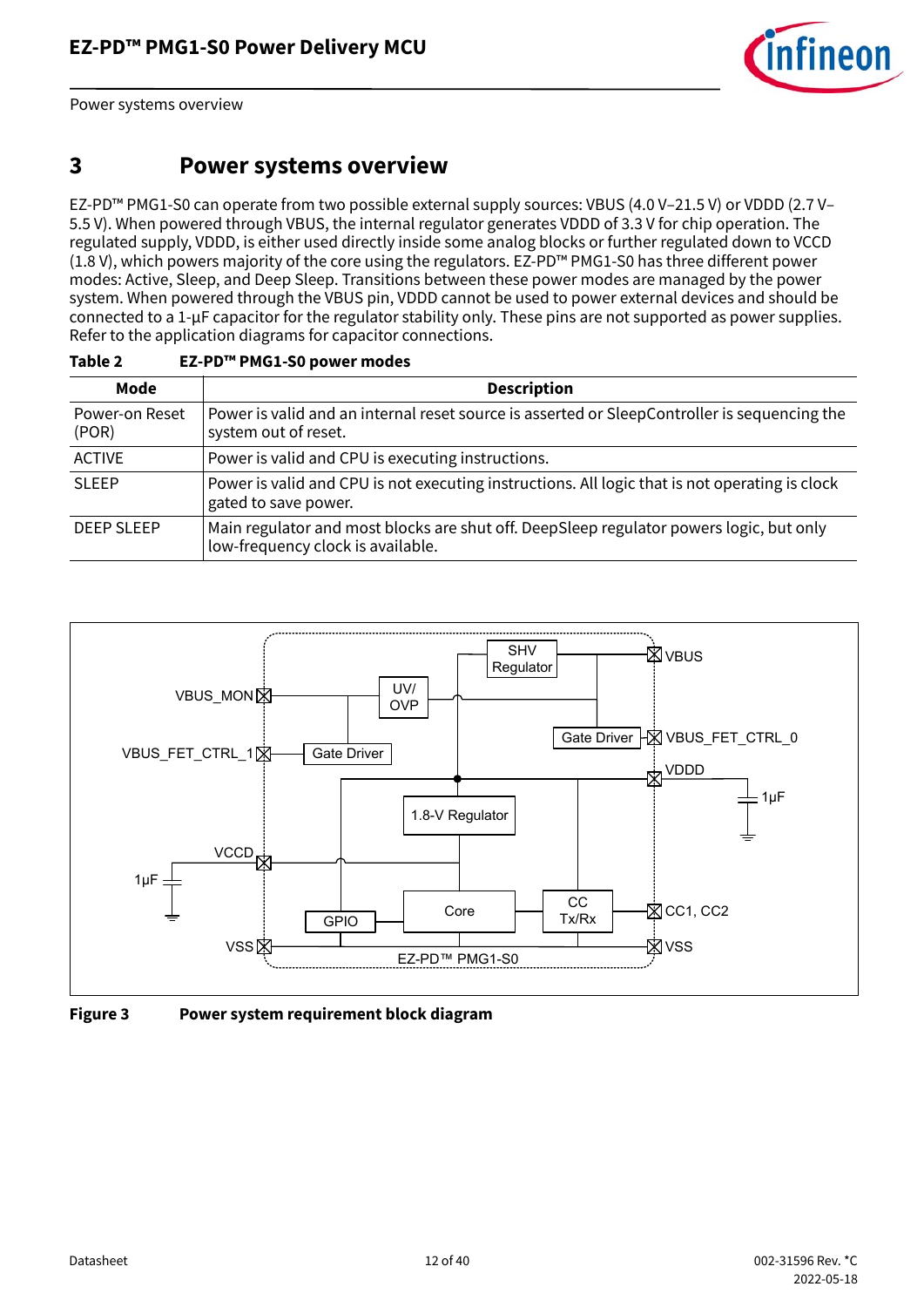# 3 Power systems overview

EZ-PD™ PMG1-S0 can operate from two possible external supply sources: VBUS (4.0 V–21.5 V) or VDDD (2.7 V–5.5 V). When powered through VBUS, the internal regulator generates VDDD of 3.3 V for chip operation. The regulated supply, VDDD, is either used directly inside some analog blocks or further regulated down to VCCD (1.8 V), which powers majority of the core using the regulators. EZ-PD™ PMG1-S0 has three different power modes: Active, Sleep, and Deep Sleep. Transitions between these power modes are managed by the power system. When powered through the VBUS pin, VDDD cannot be used to power external devices and should be connected to a 1-µF capacitor for the regulator stability only. These pins are not supported as power supplies. Refer to the application diagrams for capacitor connections.

**Table 2 EZ-PD™ PMG1-S0 power modes**

| Mode | Description |
|---|---|
| Power-on Reset (POR) | Power is valid and an internal reset source is asserted or SleepController is sequencing the system out of reset. |
| ACTIVE | Power is valid and CPU is executing instructions. |
| SLEEP | Power is valid and CPU is not executing instructions. All logic that is not operating is clock gated to save power. |
| DEEP SLEEP | Main regulator and most blocks are shut off. DeepSleep regulator powers logic, but only low-frequency clock is available. |

SHV Regulator
VBUS
UV/ OVP
VBUS_MON
Gate Driver
VBUS_FET_CTRL_0
VBUS_FET_CTRL_1
Gate Driver
VDDD
1µF
1.8-V Regulator
VCCD
1µF
Core
CC Tx/Rx
CC1, CC2
GPIO
VSS
VSS
EZ-PD™ PMG1-S0

**Figure 3 Power system requirement block diagram**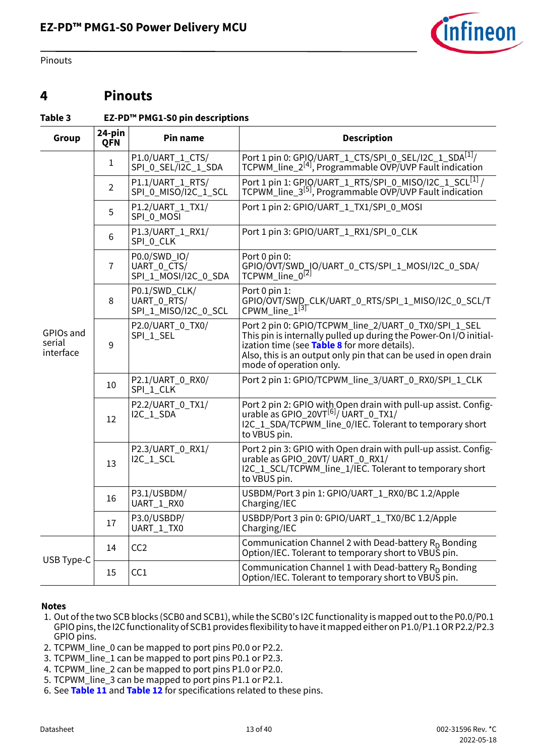## 4 Pinouts

**Table 3 EZ-PD™ PMG1-S0 pin descriptions**

| Group | 24-pin QFN | Pin name | Description |
|---|---|---|---|
| GPIOs and serial interface | 1 | P1.0/UART_1_CTS/ SPI_0_SEL/I2C_1_SDA | Port 1 pin 0: GPIO/UART_1_CTS/SPI_0_SEL/I2C_1_SDA[1]/ TCPWM_line_2[4], Programmable OVP/UVP Fault indication |
| | 2 | P1.1/UART_1_RTS/ SPI_0_MISO/I2C_1_SCL | Port 1 pin 1: GPIO/UART_1_RTS/SPI_0_MISO/I2C_1_SCL[1] / TCPWM_line_3[5], Programmable OVP/UVP Fault indication |
| | 5 | P1.2/UART_1_TX1/ SPI_0_MOSI | Port 1 pin 2: GPIO/UART_1_TX1/SPI_0_MOSI |
| | 6 | P1.3/UART_1_RX1/ SPI_0_CLK | Port 1 pin 3: GPIO/UART_1_RX1/SPI_0_CLK |
| | 7 | P0.0/SWD_IO/ UART_0_CTS/ SPI_1_MOSI/I2C_0_SDA | Port 0 pin 0: GPIO/OVT/SWD_IO/UART_0_CTS/SPI_1_MOSI/I2C_0_SDA/ TCPWM_line_0[2] |
| | 8 | P0.1/SWD_CLK/ UART_0_RTS/ SPI_1_MISO/I2C_0_SCL | Port 0 pin 1: GPIO/OVT/SWD_CLK/UART_0_RTS/SPI_1_MISO/I2C_0_SCL/TCPWM_line_1[3] |
| | 9 | P2.0/UART_0_TX0/ SPI_1_SEL | Port 2 pin 0: GPIO/TCPWM_line_2/UART_0_TX0/SPI_1_SEL This pin is internally pulled up during the Power-On I/O initialization time (see **Table 8** for more details). Also, this is an output only pin that can be used in open drain mode of operation only. |
| | 10 | P2.1/UART_0_RX0/ SPI_1_CLK | Port 2 pin 1: GPIO/TCPWM_line_3/UART_0_RX0/SPI_1_CLK |
| | 12 | P2.2/UART_0_TX1/ I2C_1_SDA | Port 2 pin 2: GPIO with Open drain with pull-up assist. Configurable as GPIO_20VT[6]/ UART_0_TX1/ I2C_1_SDA/TCPWM_line_0/IEC. Tolerant to temporary short to VBUS pin. |
| | 13 | P2.3/UART_0_RX1/ I2C_1_SCL | Port 2 pin 3: GPIO with Open drain with pull-up assist. Configurable as GPIO_20VT/ UART_0_RX1/ I2C_1_SCL/TCPWM_line_1/IEC. Tolerant to temporary short to VBUS pin. |
| | 16 | P3.1/USBDM/ UART_1_RX0 | USBDM/Port 3 pin 1: GPIO/UART_1_RX0/BC 1.2/Apple Charging/IEC |
| | 17 | P3.0/USBDP/ UART_1_TX0 | USBDP/Port 3 pin 0: GPIO/UART_1_TX0/BC 1.2/Apple Charging/IEC |
| USB Type-C | 14 | CC2 | Communication Channel 2 with Dead-battery $R_D$ Bonding Option/IEC. Tolerant to temporary short to VBUS pin. |
| | 15 | CC1 | Communication Channel 1 with Dead-battery $R_D$ Bonding Option/IEC. Tolerant to temporary short to VBUS pin. |

**Notes**
1. Out of the two SCB blocks (SCB0 and SCB1), while the SCB0's I2C functionality is mapped out to the P0.0/P0.1 GPIO pins, the I2C functionality of SCB1 provides flexibility to have it mapped either on P1.0/P1.1 OR P2.2/P2.3 GPIO pins.
2. TCPWM_line_0 can be mapped to port pins P0.0 or P2.2.
3. TCPWM_line_1 can be mapped to port pins P0.1 or P2.3.
4. TCPWM_line_2 can be mapped to port pins P1.0 or P2.0.
5. TCPWM_line_3 can be mapped to port pins P1.1 or P2.1.
6. See **Table 11** and **Table 12** for specifications related to these pins.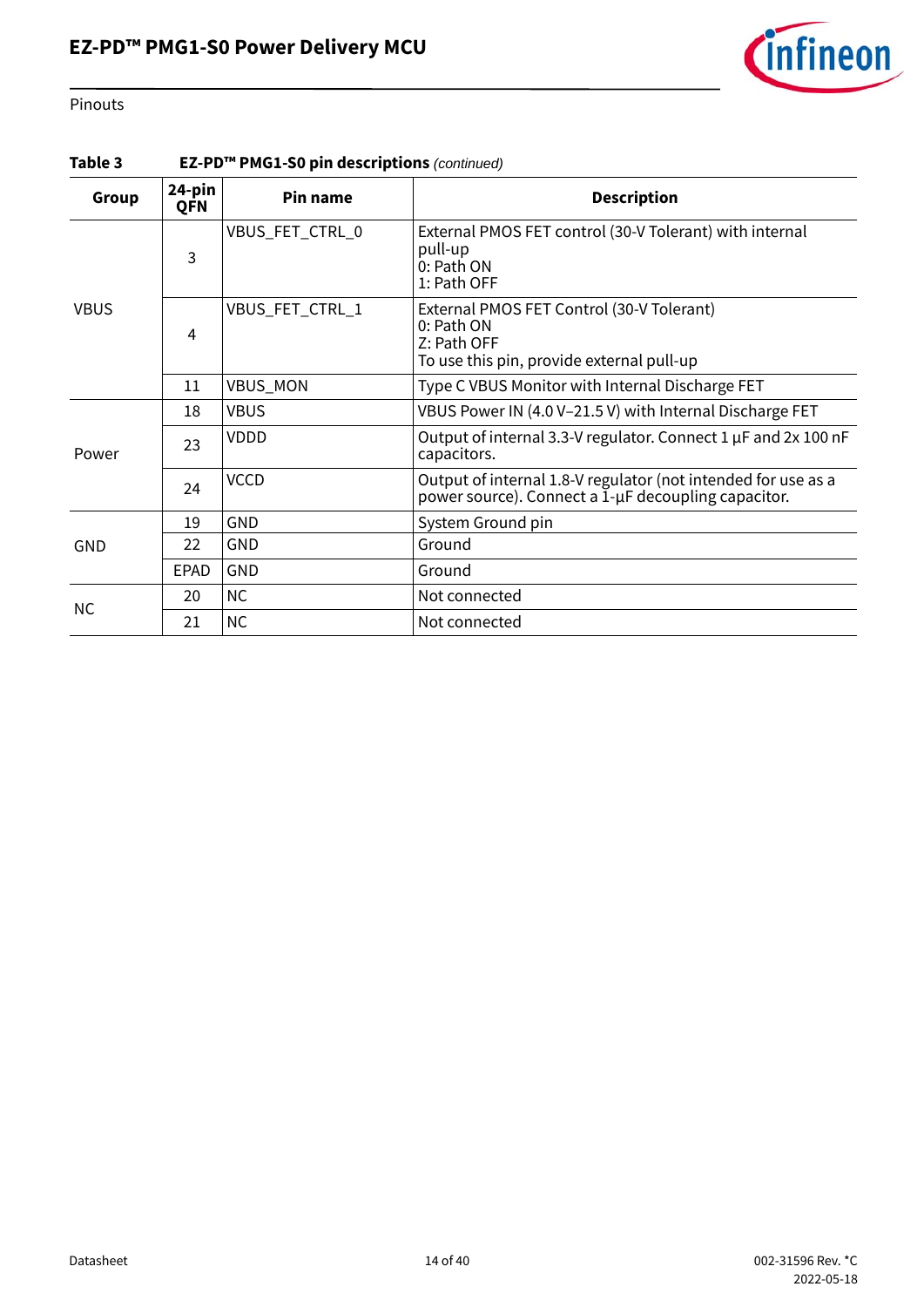**Table 3 EZ-PD™ PMG1-S0 pin descriptions** *(continued)*

| Group | 24-pin QFN | Pin name | Description |
|---|---|---|---|
| VBUS | 3 | VBUS_FET_CTRL_0 | External PMOS FET control (30-V Tolerant) with internal pull-up<br>0: Path ON<br>1: Path OFF |
| | 4 | VBUS_FET_CTRL_1 | External PMOS FET Control (30-V Tolerant)<br>0: Path ON<br>Z: Path OFF<br>To use this pin, provide external pull-up |
| | 11 | VBUS_MON | Type C VBUS Monitor with Internal Discharge FET |
| Power | 18 | VBUS | VBUS Power IN (4.0 V–21.5 V) with Internal Discharge FET |
| | 23 | VDDD | Output of internal 3.3-V regulator. Connect 1 µF and 2x 100 nF capacitors. |
| | 24 | VCCD | Output of internal 1.8-V regulator (not intended for use as a power source). Connect a 1-µF decoupling capacitor. |
| GND | 19 | GND | System Ground pin |
| | 22 | GND | Ground |
| | EPAD | GND | Ground |
| NC | 20 | NC | Not connected |
| | 21 | NC | Not connected |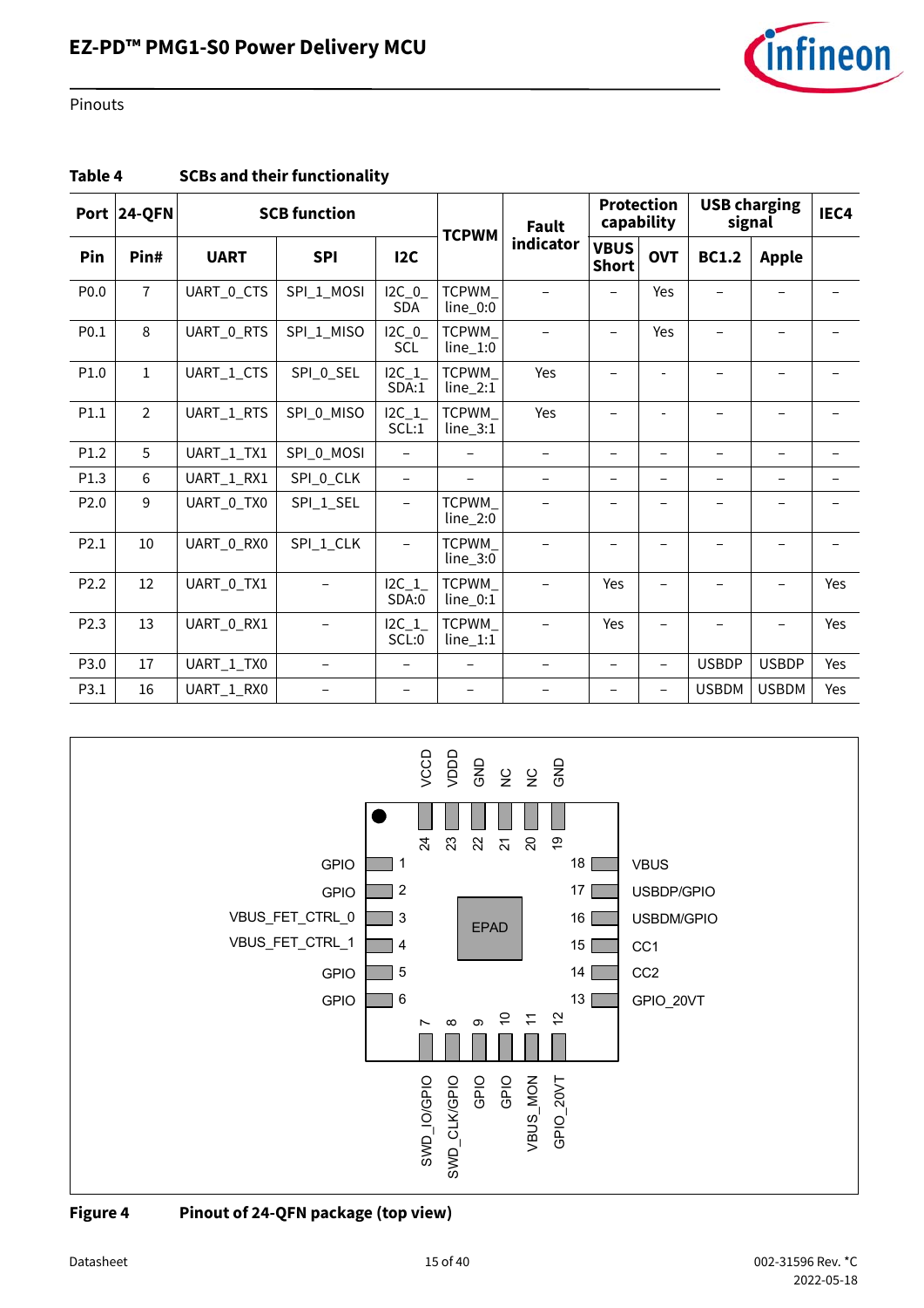## Table 4 SCBs and their functionality

| Port | 24-QFN | SCB function | | | TCPWM | Fault indicator | Protection capability | | USB charging signal | | IEC4 |
|---|---|---|---|---|---|---|---|---|---|---|---|
| Pin | Pin# | UART | SPI | I2C | | | VBUS Short | OVT | BC1.2 | Apple | |
| P0.0 | 7 | UART_0_CTS | SPI_1_MOSI | I2C_0_SDA | TCPWM_line_0:0 | – | – | Yes | – | – | – |
| P0.1 | 8 | UART_0_RTS | SPI_1_MISO | I2C_0_SCL | TCPWM_line_1:0 | – | – | Yes | – | – | – |
| P1.0 | 1 | UART_1_CTS | SPI_0_SEL | I2C_1_SDA:1 | TCPWM_line_2:1 | Yes | – | - | – | – | – |
| P1.1 | 2 | UART_1_RTS | SPI_0_MISO | I2C_1_SCL:1 | TCPWM_line_3:1 | Yes | – | - | – | – | – |
| P1.2 | 5 | UART_1_TX1 | SPI_0_MOSI | – | – | – | – | – | – | – | – |
| P1.3 | 6 | UART_1_RX1 | SPI_0_CLK | – | – | – | – | – | – | – | – |
| P2.0 | 9 | UART_0_TX0 | SPI_1_SEL | – | TCPWM_line_2:0 | – | – | – | – | – | – |
| P2.1 | 10 | UART_0_RX0 | SPI_1_CLK | – | TCPWM_line_3:0 | – | – | – | – | – | – |
| P2.2 | 12 | UART_0_TX1 | – | I2C_1_SDA:0 | TCPWM_line_0:1 | – | Yes | – | – | – | Yes |
| P2.3 | 13 | UART_0_RX1 | – | I2C_1_SCL:0 | TCPWM_line_1:1 | – | Yes | – | – | – | Yes |
| P3.0 | 17 | UART_1_TX0 | – | – | – | – | – | – | USBDP | USBDP | Yes |
| P3.1 | 16 | UART_1_RX0 | – | – | – | – | – | – | USBDM | USBDM | Yes |

VCCD 24
VDDD 23
GND 22
NC 21
NC 20
GND 19

GPIO 1
GPIO 2
VBUS_FET_CTRL_0 3
VBUS_FET_CTRL_1 4
GPIO 5
GPIO 6

EPAD

18 VBUS
17 USBDP/GPIO
16 USBDM/GPIO
15 CC1
14 CC2
13 GPIO_20VT

7 SWD_IO/GPIO
8 SWD_CLK/GPIO
9 GPIO
10 GPIO
11 VBUS_MON
12 GPIO_20VT

**Figure 4** Pinout of 24-QFN package (top view)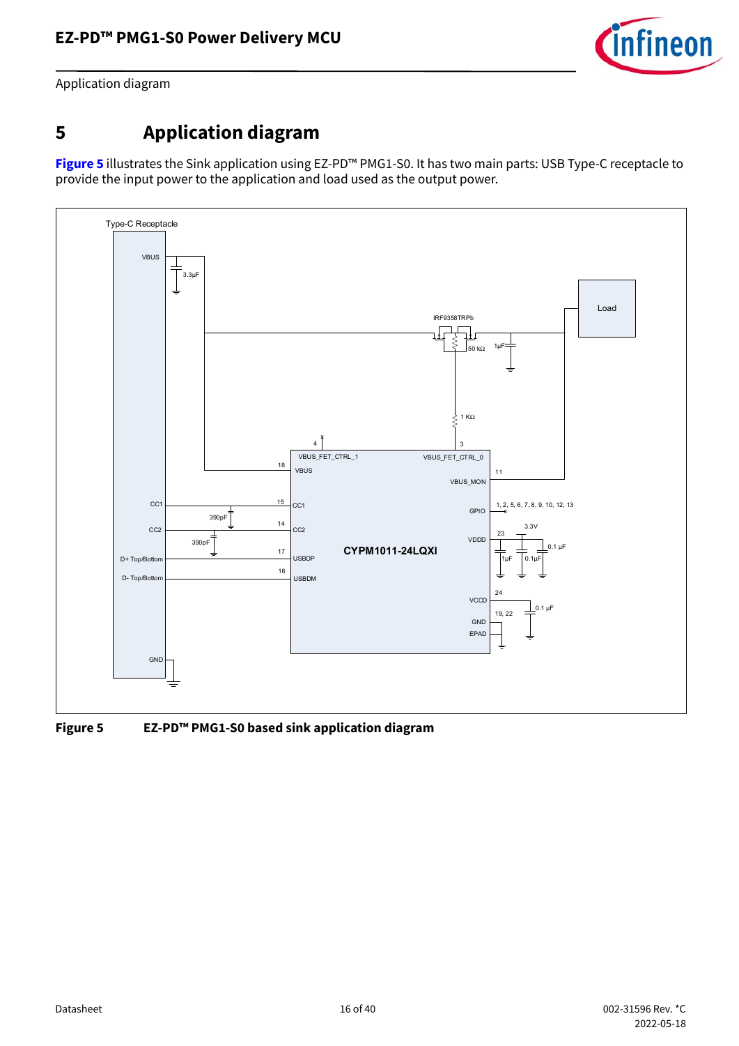# 5 Application diagram

**Figure 5** illustrates the Sink application using EZ-PD™ PMG1-S0. It has two main parts: USB Type-C receptacle to provide the input power to the application and load used as the output power.

Type-C Receptacle

VBUS

3.3µF

CC1

CC2

D+ Top/Bottom

D- Top/Bottom

GND

390pF

390pF

IRF9358TRPb

50 kΩ

1µF

1 KΩ

Load

4

3

18

15

14

17

16

VBUS_FET_CTRL_1

VBUS_FET_CTRL_0

VBUS

VBUS_MON

CC1

CC2

USBDP

USBDM

CYPM1011-24LQXI

11

GPIO

1, 2, 5, 6, 7, 8, 9, 10, 12, 13

VDDD

23

3.3V

1µF

0.1µF

0.1 µF

VCCD

24

0.1 µF

GND

EPAD

19, 22

**Figure 5 EZ-PD™ PMG1-S0 based sink application diagram**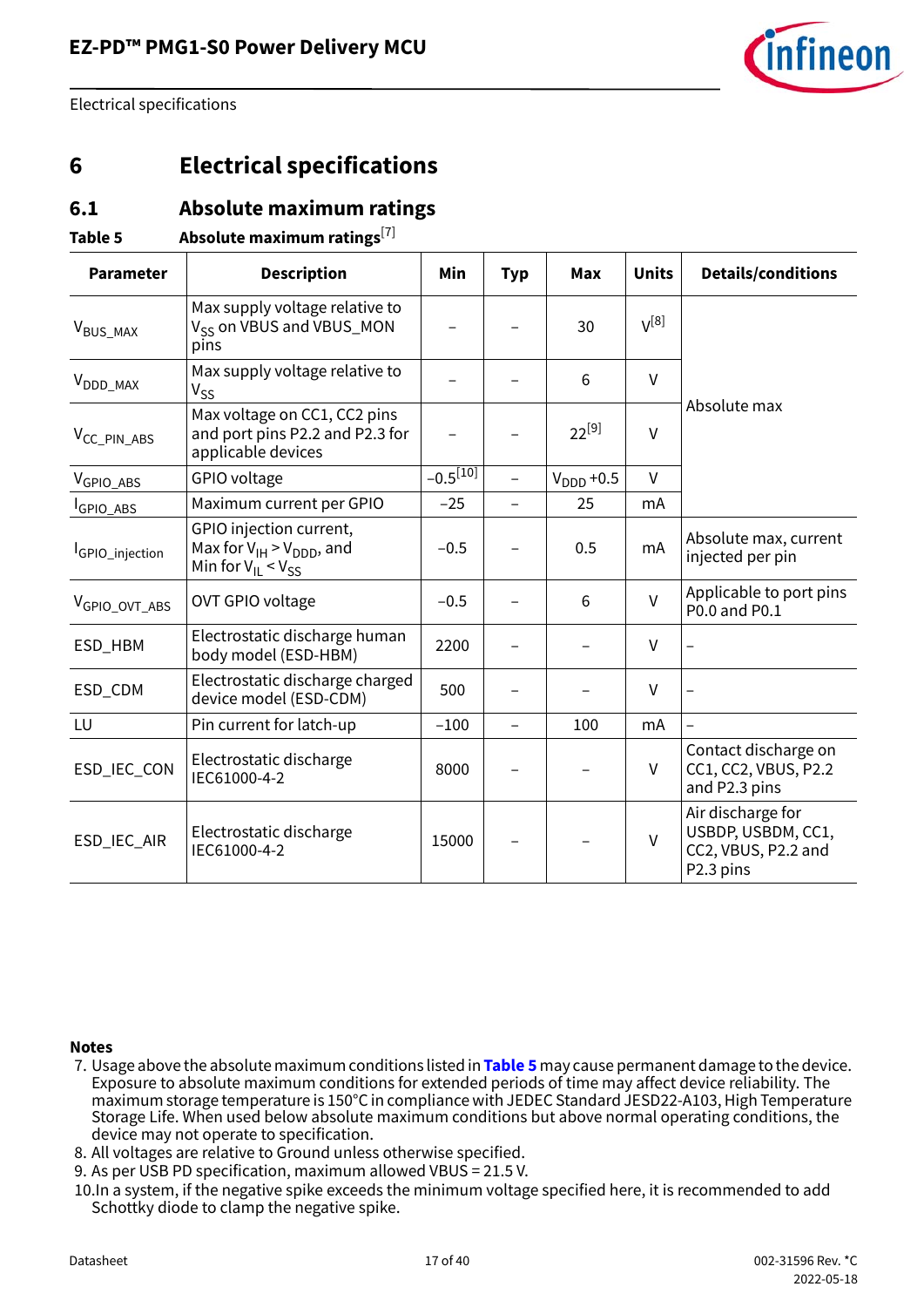# 6 Electrical specifications

## 6.1 Absolute maximum ratings

**Table 5 Absolute maximum ratings**[7]

| Parameter | Description | Min | Typ | Max | Units | Details/conditions |
|---|---|---|---|---|---|---|
| $V_{BUS\_MAX}$ | Max supply voltage relative to $V_{SS}$ on VBUS and VBUS_MON pins | – | – | 30 | V[8] | Absolute max |
| $V_{DDD\_MAX}$ | Max supply voltage relative to $V_{SS}$ | – | – | 6 | V | Absolute max |
| $V_{CC\_PIN\_ABS}$ | Max voltage on CC1, CC2 pins and port pins P2.2 and P2.3 for applicable devices | – | – | 22[9] | V | Absolute max |
| $V_{GPIO\_ABS}$ | GPIO voltage | –0.5[10] | – | $V_{DDD}$ +0.5 | V | Absolute max |
| $I_{GPIO\_ABS}$ | Maximum current per GPIO | –25 | – | 25 | mA | Absolute max |
| $I_{GPIO\_injection}$ | GPIO injection current, Max for $V_{IH} > V_{DDD}$, and Min for $V_{IL} < V_{SS}$ | –0.5 | – | 0.5 | mA | Absolute max, current injected per pin |
| $V_{GPIO\_OVT\_ABS}$ | OVT GPIO voltage | –0.5 | – | 6 | V | Applicable to port pins P0.0 and P0.1 |
| ESD_HBM | Electrostatic discharge human body model (ESD-HBM) | 2200 | – | – | V | – |
| ESD_CDM | Electrostatic discharge charged device model (ESD-CDM) | 500 | – | – | V | – |
| LU | Pin current for latch-up | –100 | – | 100 | mA | – |
| ESD_IEC_CON | Electrostatic discharge IEC61000-4-2 | 8000 | – | – | V | Contact discharge on CC1, CC2, VBUS, P2.2 and P2.3 pins |
| ESD_IEC_AIR | Electrostatic discharge IEC61000-4-2 | 15000 | – | – | V | Air discharge for USBDP, USBDM, CC1, CC2, VBUS, P2.2 and P2.3 pins |

**Notes**

7. Usage above the absolute maximum conditions listed in **Table 5** may cause permanent damage to the device. Exposure to absolute maximum conditions for extended periods of time may affect device reliability. The maximum storage temperature is 150°C in compliance with JEDEC Standard JESD22-A103, High Temperature Storage Life. When used below absolute maximum conditions but above normal operating conditions, the device may not operate to specification.
8. All voltages are relative to Ground unless otherwise specified.
9. As per USB PD specification, maximum allowed VBUS = 21.5 V.
10. In a system, if the negative spike exceeds the minimum voltage specified here, it is recommended to add Schottky diode to clamp the negative spike.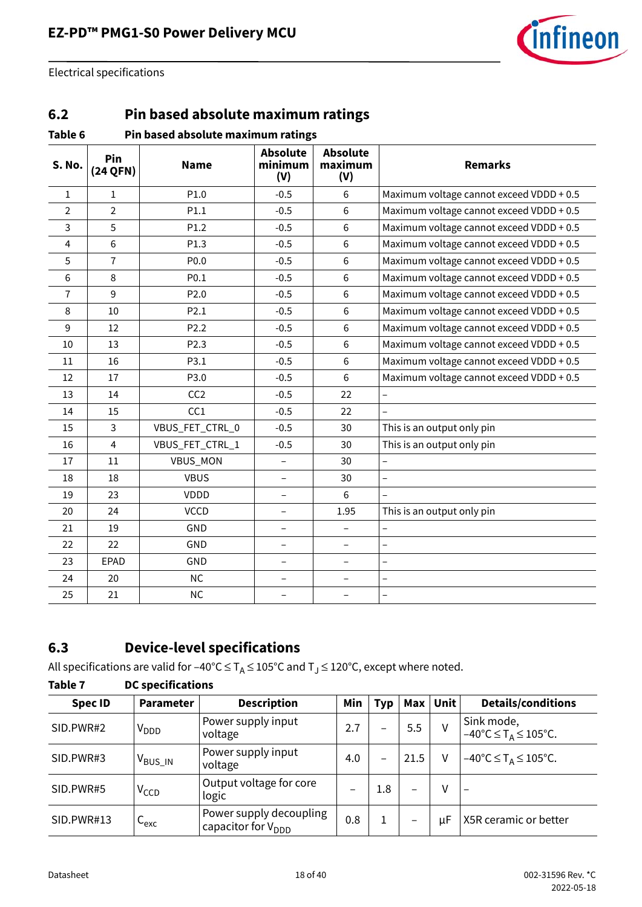## 6.2 Pin based absolute maximum ratings

**Table 6 Pin based absolute maximum ratings**

| S. No. | Pin (24 QFN) | Name | Absolute minimum (V) | Absolute maximum (V) | Remarks |
|---|---|---|---|---|---|
| 1 | 1 | P1.0 | -0.5 | 6 | Maximum voltage cannot exceed VDDD + 0.5 |
| 2 | 2 | P1.1 | -0.5 | 6 | Maximum voltage cannot exceed VDDD + 0.5 |
| 3 | 5 | P1.2 | -0.5 | 6 | Maximum voltage cannot exceed VDDD + 0.5 |
| 4 | 6 | P1.3 | -0.5 | 6 | Maximum voltage cannot exceed VDDD + 0.5 |
| 5 | 7 | P0.0 | -0.5 | 6 | Maximum voltage cannot exceed VDDD + 0.5 |
| 6 | 8 | P0.1 | -0.5 | 6 | Maximum voltage cannot exceed VDDD + 0.5 |
| 7 | 9 | P2.0 | -0.5 | 6 | Maximum voltage cannot exceed VDDD + 0.5 |
| 8 | 10 | P2.1 | -0.5 | 6 | Maximum voltage cannot exceed VDDD + 0.5 |
| 9 | 12 | P2.2 | -0.5 | 6 | Maximum voltage cannot exceed VDDD + 0.5 |
| 10 | 13 | P2.3 | -0.5 | 6 | Maximum voltage cannot exceed VDDD + 0.5 |
| 11 | 16 | P3.1 | -0.5 | 6 | Maximum voltage cannot exceed VDDD + 0.5 |
| 12 | 17 | P3.0 | -0.5 | 6 | Maximum voltage cannot exceed VDDD + 0.5 |
| 13 | 14 | CC2 | -0.5 | 22 | – |
| 14 | 15 | CC1 | -0.5 | 22 | – |
| 15 | 3 | VBUS_FET_CTRL_0 | -0.5 | 30 | This is an output only pin |
| 16 | 4 | VBUS_FET_CTRL_1 | -0.5 | 30 | This is an output only pin |
| 17 | 11 | VBUS_MON | – | 30 | – |
| 18 | 18 | VBUS | – | 30 | – |
| 19 | 23 | VDDD | – | 6 | – |
| 20 | 24 | VCCD | – | 1.95 | This is an output only pin |
| 21 | 19 | GND | – | – | – |
| 22 | 22 | GND | – | – | – |
| 23 | EPAD | GND | – | – | – |
| 24 | 20 | NC | – | – | – |
| 25 | 21 | NC | – | – | – |

## 6.3 Device-level specifications

All specifications are valid for $-40°C \le T_A \le 105°C$ and $T_J \le 120°C$, except where noted.

**Table 7 DC specifications**

| Spec ID | Parameter | Description | Min | Typ | Max | Unit | Details/conditions |
|---|---|---|---|---|---|---|---|
| SID.PWR#2 | $V_{DDD}$ | Power supply input voltage | 2.7 | – | 5.5 | V | Sink mode, $-40°C \le T_A \le 105°C$. |
| SID.PWR#3 | $V_{BUS\_IN}$ | Power supply input voltage | 4.0 | – | 21.5 | V | $-40°C \le T_A \le 105°C$. |
| SID.PWR#5 | $V_{CCD}$ | Output voltage for core logic | – | 1.8 | – | V | – |
| SID.PWR#13 | $C_{exc}$ | Power supply decoupling capacitor for $V_{DDD}$ | 0.8 | 1 | – | µF | X5R ceramic or better |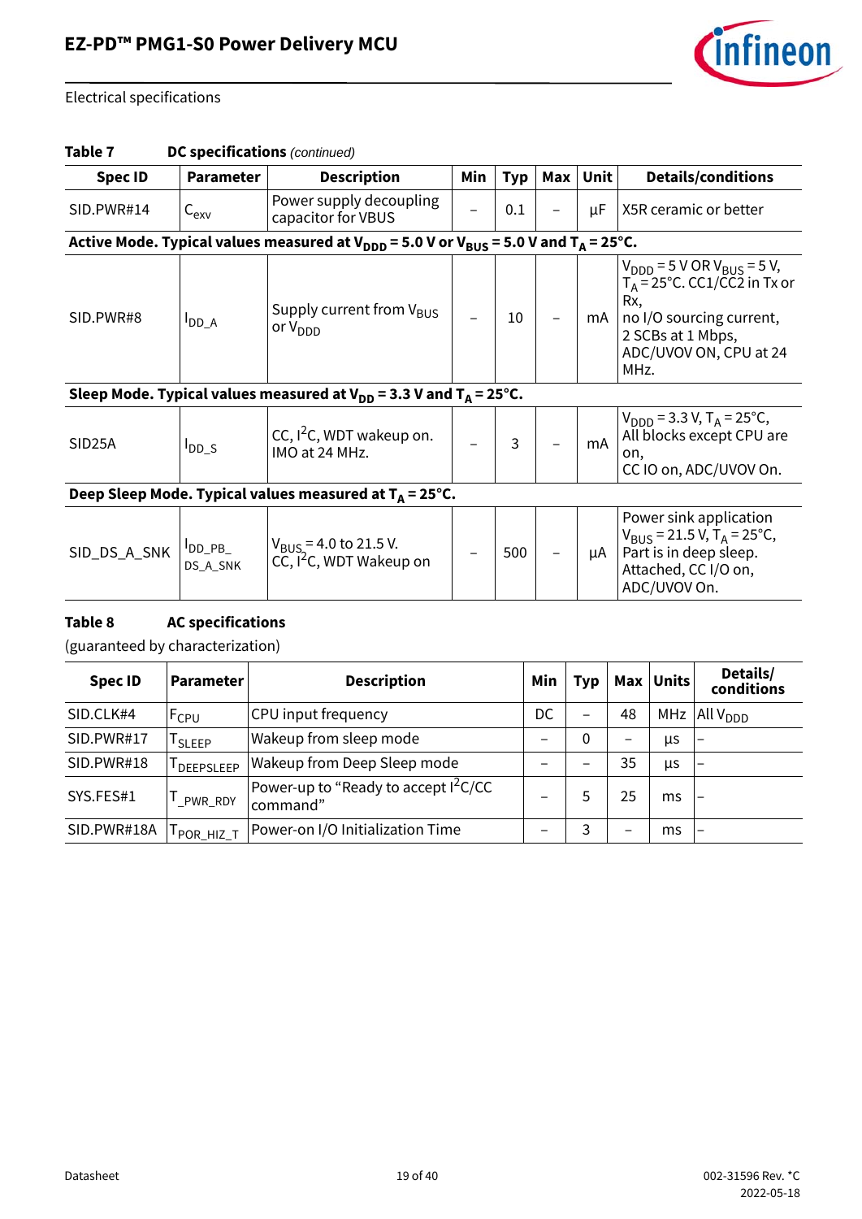Electrical specifications

**Table 7 DC specifications** *(continued)*

| Spec ID | Parameter | Description | Min | Typ | Max | Unit | Details/conditions |
|---|---|---|---|---|---|---|---|
| SID.PWR#14 | $C_{exv}$ | Power supply decoupling capacitor for VBUS | – | 0.1 | – | µF | X5R ceramic or better |
| **Active Mode. Typical values measured at $V_{DDD}$ = 5.0 V or $V_{BUS}$ = 5.0 V and $T_A$ = 25°C.** | | | | | | | |
| SID.PWR#8 | $I_{DD\_A}$ | Supply current from $V_{BUS}$ or $V_{DDD}$ | – | 10 | – | mA | $V_{DDD}$ = 5 V OR $V_{BUS}$ = 5 V, $T_A$ = 25°C. CC1/CC2 in Tx or Rx, no I/O sourcing current, 2 SCBs at 1 Mbps, ADC/UVOV ON, CPU at 24 MHz. |
| **Sleep Mode. Typical values measured at $V_{DD}$ = 3.3 V and $T_A$ = 25°C.** | | | | | | | |
| SID25A | $I_{DD\_S}$ | CC, I²C, WDT wakeup on. IMO at 24 MHz. | – | 3 | – | mA | $V_{DDD}$ = 3.3 V, $T_A$ = 25°C, All blocks except CPU are on, CC IO on, ADC/UVOV On. |
| **Deep Sleep Mode. Typical values measured at $T_A$ = 25°C.** | | | | | | | |
| SID_DS_A_SNK | $I_{DD\_PB\_DS\_A\_SNK}$ | $V_{BUS}$ = 4.0 to 21.5 V. CC, I²C, WDT Wakeup on | – | 500 | – | µA | Power sink application $V_{BUS}$ = 21.5 V, $T_A$ = 25°C, Part is in deep sleep. Attached, CC I/O on, ADC/UVOV On. |

**Table 8 AC specifications**

(guaranteed by characterization)

| Spec ID | Parameter | Description | Min | Typ | Max | Units | Details/ conditions |
|---|---|---|---|---|---|---|---|
| SID.CLK#4 | $F_{CPU}$ | CPU input frequency | DC | – | 48 | MHz | All $V_{DDD}$ |
| SID.PWR#17 | $T_{SLEEP}$ | Wakeup from sleep mode | – | 0 | – | µs | – |
| SID.PWR#18 | $T_{DEEPSLEEP}$ | Wakeup from Deep Sleep mode | – | – | 35 | µs | – |
| SYS.FES#1 | $T_{\_PWR\_RDY}$ | Power-up to "Ready to accept I²C/CC command" | – | 5 | 25 | ms | – |
| SID.PWR#18A | $T_{POR\_HIZ\_T}$ | Power-on I/O Initialization Time | – | 3 | – | ms | – |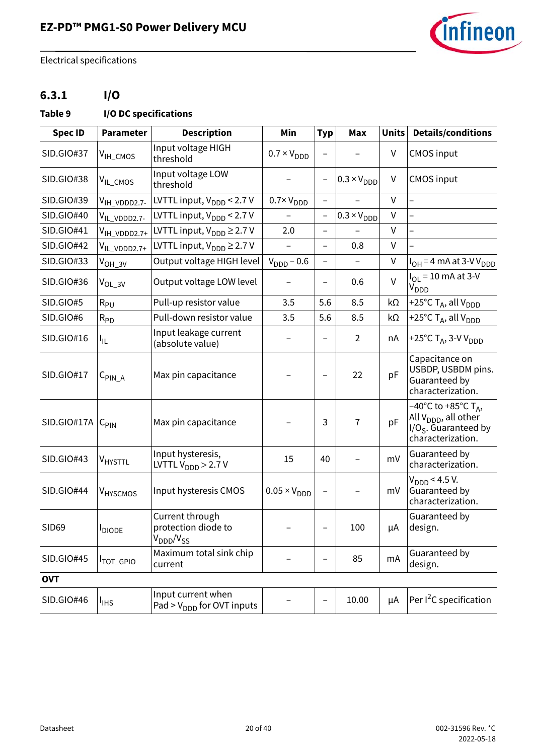### 6.3.1 I/O

**Table 9 I/O DC specifications**

| Spec ID | Parameter | Description | Min | Typ | Max | Units | Details/conditions |
|---|---|---|---|---|---|---|---|
| SID.GIO#37 | $V_{IH\_CMOS}$ | Input voltage HIGH threshold | 0.7 × $V_{DDD}$ | – | – | V | CMOS input |
| SID.GIO#38 | $V_{IL\_CMOS}$ | Input voltage LOW threshold | – | – | 0.3 × $V_{DDD}$ | V | CMOS input |
| SID.GIO#39 | $V_{IH\_VDDD2.7-}$ | LVTTL input, $V_{DDD}$ < 2.7 V | 0.7× $V_{DDD}$ | – | – | V | – |
| SID.GIO#40 | $V_{IL\_VDDD2.7-}$ | LVTTL input, $V_{DDD}$ < 2.7 V | – | – | 0.3 × $V_{DDD}$ | V | – |
| SID.GIO#41 | $V_{IH\_VDDD2.7+}$ | LVTTL input, $V_{DDD}$ ≥ 2.7 V | 2.0 | – | – | V | – |
| SID.GIO#42 | $V_{IL\_VDDD2.7+}$ | LVTTL input, $V_{DDD}$ ≥ 2.7 V | – | – | 0.8 | V | – |
| SID.GIO#33 | $V_{OH\_3V}$ | Output voltage HIGH level | $V_{DDD}$ – 0.6 | – | – | V | $I_{OH}$ = 4 mA at 3-V $V_{DDD}$ |
| SID.GIO#36 | $V_{OL\_3V}$ | Output voltage LOW level | – | – | 0.6 | V | $I_{OL}$ = 10 mA at 3-V $V_{DDD}$ |
| SID.GIO#5 | $R_{PU}$ | Pull-up resistor value | 3.5 | 5.6 | 8.5 | kΩ | +25°C $T_A$, all $V_{DDD}$ |
| SID.GIO#6 | $R_{PD}$ | Pull-down resistor value | 3.5 | 5.6 | 8.5 | kΩ | +25°C $T_A$, all $V_{DDD}$ |
| SID.GIO#16 | $I_{IL}$ | Input leakage current (absolute value) | – | – | 2 | nA | +25°C $T_A$, 3-V $V_{DDD}$ |
| SID.GIO#17 | $C_{PIN\_A}$ | Max pin capacitance | – | – | 22 | pF | Capacitance on USBDP, USBDM pins. Guaranteed by characterization. |
| SID.GIO#17A | $C_{PIN}$ | Max pin capacitance | – | 3 | 7 | pF | –40°C to +85°C $T_A$, All $V_{DDD}$, all other I/$O_S$. Guaranteed by characterization. |
| SID.GIO#43 | $V_{HYSTTL}$ | Input hysteresis, LVTTL $V_{DDD}$ > 2.7 V | 15 | 40 | – | mV | Guaranteed by characterization. |
| SID.GIO#44 | $V_{HYSCMOS}$ | Input hysteresis CMOS | 0.05 × $V_{DDD}$ | – | – | mV | $V_{DDD}$ < 4.5 V. Guaranteed by characterization. |
| SID69 | $I_{DIODE}$ | Current through protection diode to $V_{DDD}$/$V_{SS}$ | – | – | 100 | µA | Guaranteed by design. |
| SID.GIO#45 | $I_{TOT\_GPIO}$ | Maximum total sink chip current | – | – | 85 | mA | Guaranteed by design. |
| **OVT** | | | | | | | |
| SID.GIO#46 | $I_{IHS}$ | Input current when Pad > $V_{DDD}$ for OVT inputs | – | – | 10.00 | µA | Per I$^2$C specification |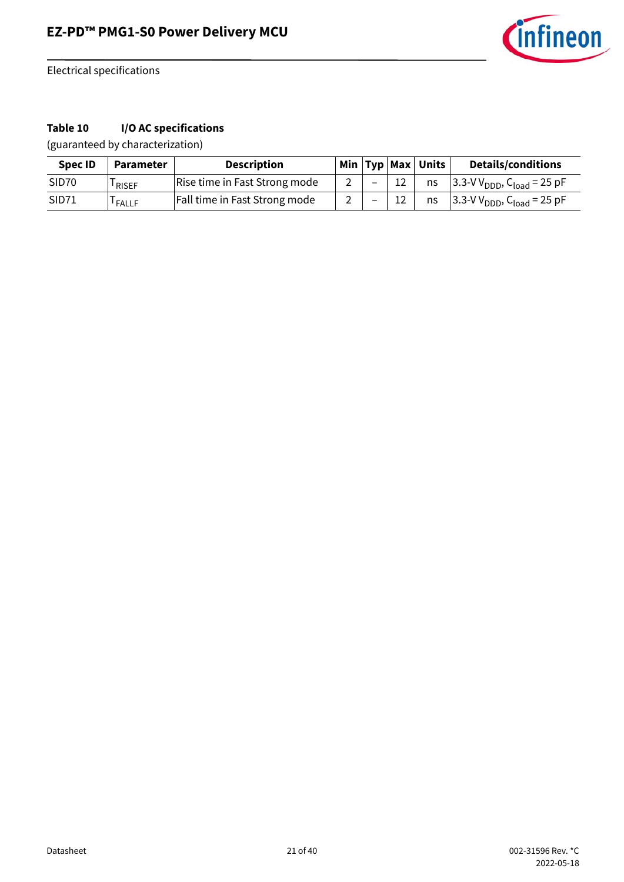**Table 10 I/O AC specifications**

(guaranteed by characterization)

| Spec ID | Parameter | Description | Min | Typ | Max | Units | Details/conditions |
|---|---|---|---|---|---|---|---|
| SID70 | $T_{RISEF}$ | Rise time in Fast Strong mode | 2 | – | 12 | ns | 3.3-V $V_{DDD}$, $C_{load}$ = 25 pF |
| SID71 | $T_{FALLF}$ | Fall time in Fast Strong mode | 2 | – | 12 | ns | 3.3-V $V_{DDD}$, $C_{load}$ = 25 pF |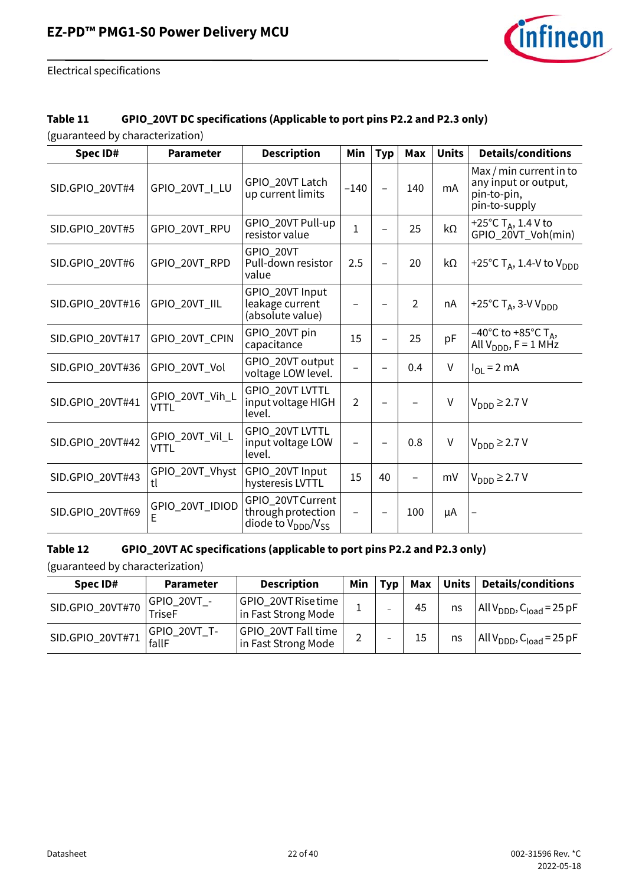Electrical specifications

**Table 11 GPIO_20VT DC specifications (Applicable to port pins P2.2 and P2.3 only)**

(guaranteed by characterization)

| Spec ID# | Parameter | Description | Min | Typ | Max | Units | Details/conditions |
|---|---|---|---|---|---|---|---|
| SID.GPIO_20VT#4 | GPIO_20VT_I_LU | GPIO_20VT Latch up current limits | –140 | – | 140 | mA | Max / min current in to any input or output, pin-to-pin, pin-to-supply |
| SID.GPIO_20VT#5 | GPIO_20VT_RPU | GPIO_20VT Pull-up resistor value | 1 | – | 25 | kΩ | +25°C $T_A$, 1.4 V to GPIO_20VT_Voh(min) |
| SID.GPIO_20VT#6 | GPIO_20VT_RPD | GPIO_20VT Pull-down resistor value | 2.5 | – | 20 | kΩ | +25°C $T_A$, 1.4-V to $V_{DDD}$ |
| SID.GPIO_20VT#16 | GPIO_20VT_IIL | GPIO_20VT Input leakage current (absolute value) | – | – | 2 | nA | +25°C $T_A$, 3-V $V_{DDD}$ |
| SID.GPIO_20VT#17 | GPIO_20VT_CPIN | GPIO_20VT pin capacitance | 15 | – | 25 | pF | –40°C to +85°C $T_A$, All $V_{DDD}$, F = 1 MHz |
| SID.GPIO_20VT#36 | GPIO_20VT_Vol | GPIO_20VT output voltage LOW level. | – | – | 0.4 | V | $I_{OL}$ = 2 mA |
| SID.GPIO_20VT#41 | GPIO_20VT_Vih_LVTTL | GPIO_20VT LVTTL input voltage HIGH level. | 2 | – | – | V | $V_{DDD}$ ≥ 2.7 V |
| SID.GPIO_20VT#42 | GPIO_20VT_Vil_LVTTL | GPIO_20VT LVTTL input voltage LOW level. | – | – | 0.8 | V | $V_{DDD}$ ≥ 2.7 V |
| SID.GPIO_20VT#43 | GPIO_20VT_Vhysttl | GPIO_20VT Input hysteresis LVTTL | 15 | 40 | – | mV | $V_{DDD}$ ≥ 2.7 V |
| SID.GPIO_20VT#69 | GPIO_20VT_IDIODE | GPIO_20VT Current through protection diode to $V_{DDD}$/$V_{SS}$ | – | – | 100 | µA | – |

**Table 12 GPIO_20VT AC specifications (applicable to port pins P2.2 and P2.3 only)**

(guaranteed by characterization)

| Spec ID# | Parameter | Description | Min | Typ | Max | Units | Details/conditions |
|---|---|---|---|---|---|---|---|
| SID.GPIO_20VT#70 | GPIO_20VT_-TriseF | GPIO_20VT Rise time in Fast Strong Mode | 1 | – | 45 | ns | All $V_{DDD}$, $C_{load}$ = 25 pF |
| SID.GPIO_20VT#71 | GPIO_20VT_T-fallF | GPIO_20VT Fall time in Fast Strong Mode | 2 | – | 15 | ns | All $V_{DDD}$, $C_{load}$ = 25 pF |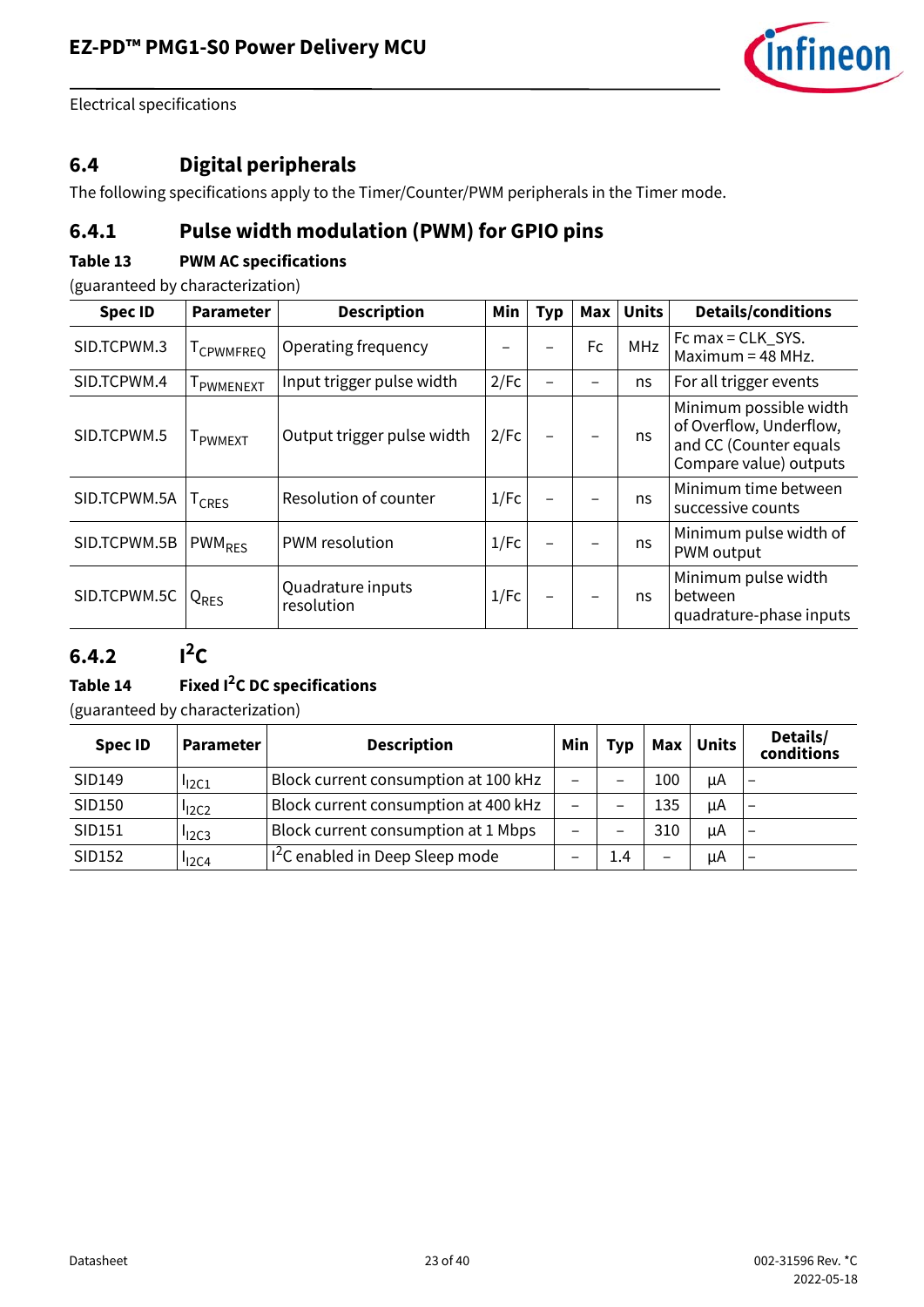Electrical specifications

## 6.4 Digital peripherals

The following specifications apply to the Timer/Counter/PWM peripherals in the Timer mode.

### 6.4.1 Pulse width modulation (PWM) for GPIO pins

**Table 13 PWM AC specifications**

(guaranteed by characterization)

| Spec ID | Parameter | Description | Min | Typ | Max | Units | Details/conditions |
|---|---|---|---|---|---|---|---|
| SID.TCPWM.3 | $T_{CPWMFREQ}$ | Operating frequency | – | – | Fc | MHz | Fc max = CLK_SYS. Maximum = 48 MHz. |
| SID.TCPWM.4 | $T_{PWMENEXT}$ | Input trigger pulse width | 2/Fc | – | – | ns | For all trigger events |
| SID.TCPWM.5 | $T_{PWMEXT}$ | Output trigger pulse width | 2/Fc | – | – | ns | Minimum possible width of Overflow, Underflow, and CC (Counter equals Compare value) outputs |
| SID.TCPWM.5A | $T_{CRES}$ | Resolution of counter | 1/Fc | – | – | ns | Minimum time between successive counts |
| SID.TCPWM.5B | $PWM_{RES}$ | PWM resolution | 1/Fc | – | – | ns | Minimum pulse width of PWM output |
| SID.TCPWM.5C | $Q_{RES}$ | Quadrature inputs resolution | 1/Fc | – | – | ns | Minimum pulse width between quadrature-phase inputs |

### 6.4.2 $I^2C$

**Table 14 Fixed $I^2C$ DC specifications**

(guaranteed by characterization)

| Spec ID | Parameter | Description | Min | Typ | Max | Units | Details/ conditions |
|---|---|---|---|---|---|---|---|
| SID149 | $I_{I2C1}$ | Block current consumption at 100 kHz | – | – | 100 | µA | – |
| SID150 | $I_{I2C2}$ | Block current consumption at 400 kHz | – | – | 135 | µA | – |
| SID151 | $I_{I2C3}$ | Block current consumption at 1 Mbps | – | – | 310 | µA | – |
| SID152 | $I_{I2C4}$ | $I^2C$ enabled in Deep Sleep mode | – | 1.4 | – | µA | – |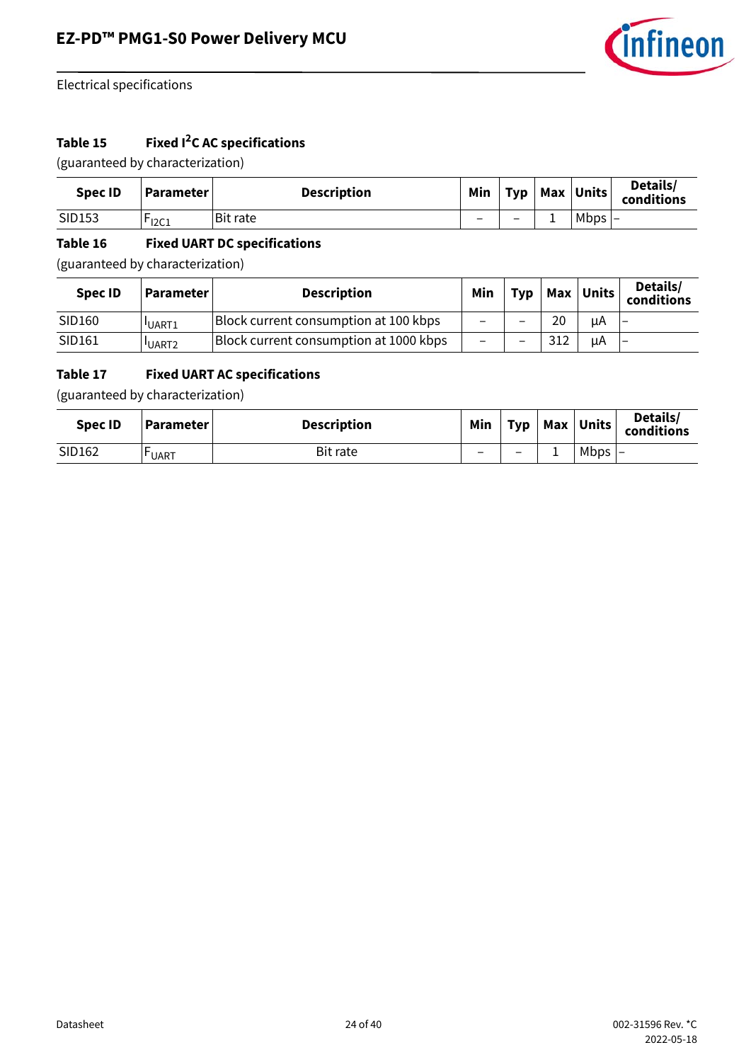**Table 15 Fixed I$^2$C AC specifications**

(guaranteed by characterization)

| Spec ID | Parameter | Description | Min | Typ | Max | Units | Details/ conditions |
|---|---|---|---|---|---|---|---|
| SID153 | $F_{I2C1}$ | Bit rate | – | – | 1 | Mbps | – |

**Table 16 Fixed UART DC specifications**

(guaranteed by characterization)

| Spec ID | Parameter | Description | Min | Typ | Max | Units | Details/ conditions |
|---|---|---|---|---|---|---|---|
| SID160 | $I_{UART1}$ | Block current consumption at 100 kbps | – | – | 20 | µA | – |
| SID161 | $I_{UART2}$ | Block current consumption at 1000 kbps | – | – | 312 | µA | – |

**Table 17 Fixed UART AC specifications**

(guaranteed by characterization)

| Spec ID | Parameter | Description | Min | Typ | Max | Units | Details/ conditions |
|---|---|---|---|---|---|---|---|
| SID162 | $F_{UART}$ | Bit rate | – | – | 1 | Mbps | – |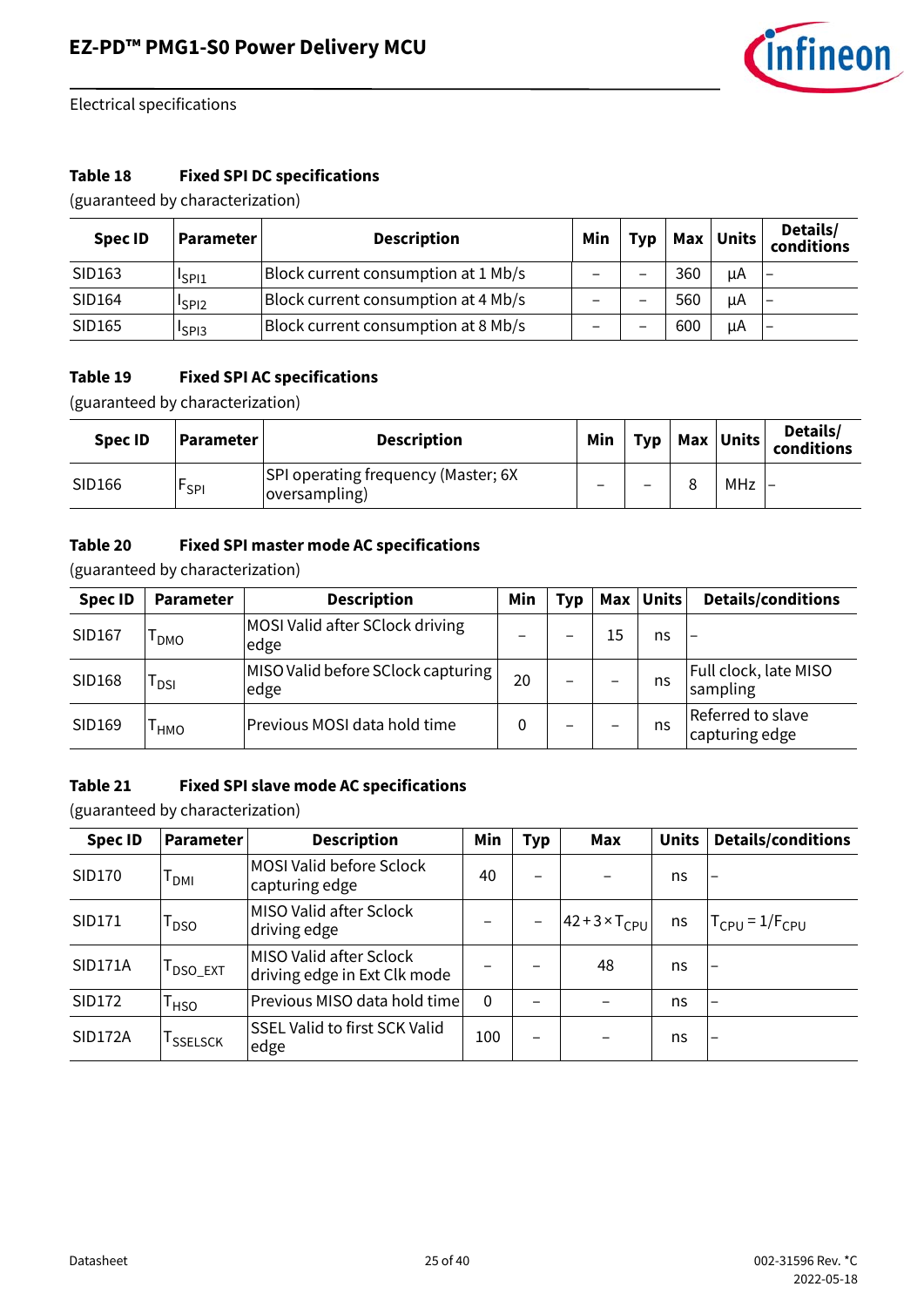**Table 18 Fixed SPI DC specifications**

(guaranteed by characterization)

| Spec ID | Parameter | Description | Min | Typ | Max | Units | Details/ conditions |
|---|---|---|---|---|---|---|---|
| SID163 | $I_{SPI1}$ | Block current consumption at 1 Mb/s | – | – | 360 | µA | – |
| SID164 | $I_{SPI2}$ | Block current consumption at 4 Mb/s | – | – | 560 | µA | – |
| SID165 | $I_{SPI3}$ | Block current consumption at 8 Mb/s | – | – | 600 | µA | – |

**Table 19 Fixed SPI AC specifications**

(guaranteed by characterization)

| Spec ID | Parameter | Description | Min | Typ | Max | Units | Details/ conditions |
|---|---|---|---|---|---|---|---|
| SID166 | $F_{SPI}$ | SPI operating frequency (Master; 6X oversampling) | – | – | 8 | MHz | – |

**Table 20 Fixed SPI master mode AC specifications**

(guaranteed by characterization)

| Spec ID | Parameter | Description | Min | Typ | Max | Units | Details/conditions |
|---|---|---|---|---|---|---|---|
| SID167 | $T_{DMO}$ | MOSI Valid after SClock driving edge | – | – | 15 | ns | – |
| SID168 | $T_{DSI}$ | MISO Valid before SClock capturing edge | 20 | – | – | ns | Full clock, late MISO sampling |
| SID169 | $T_{HMO}$ | Previous MOSI data hold time | 0 | – | – | ns | Referred to slave capturing edge |

**Table 21 Fixed SPI slave mode AC specifications**

(guaranteed by characterization)

| Spec ID | Parameter | Description | Min | Typ | Max | Units | Details/conditions |
|---|---|---|---|---|---|---|---|
| SID170 | $T_{DMI}$ | MOSI Valid before Sclock capturing edge | 40 | – | – | ns | – |
| SID171 | $T_{DSO}$ | MISO Valid after Sclock driving edge | – | – | $42 + 3 \times T_{CPU}$ | ns | $T_{CPU} = 1/F_{CPU}$ |
| SID171A | $T_{DSO\_EXT}$ | MISO Valid after Sclock driving edge in Ext Clk mode | – | – | 48 | ns | – |
| SID172 | $T_{HSO}$ | Previous MISO data hold time | 0 | – | – | ns | – |
| SID172A | $T_{SSELSCK}$ | SSEL Valid to first SCK Valid edge | 100 | – | – | ns | – |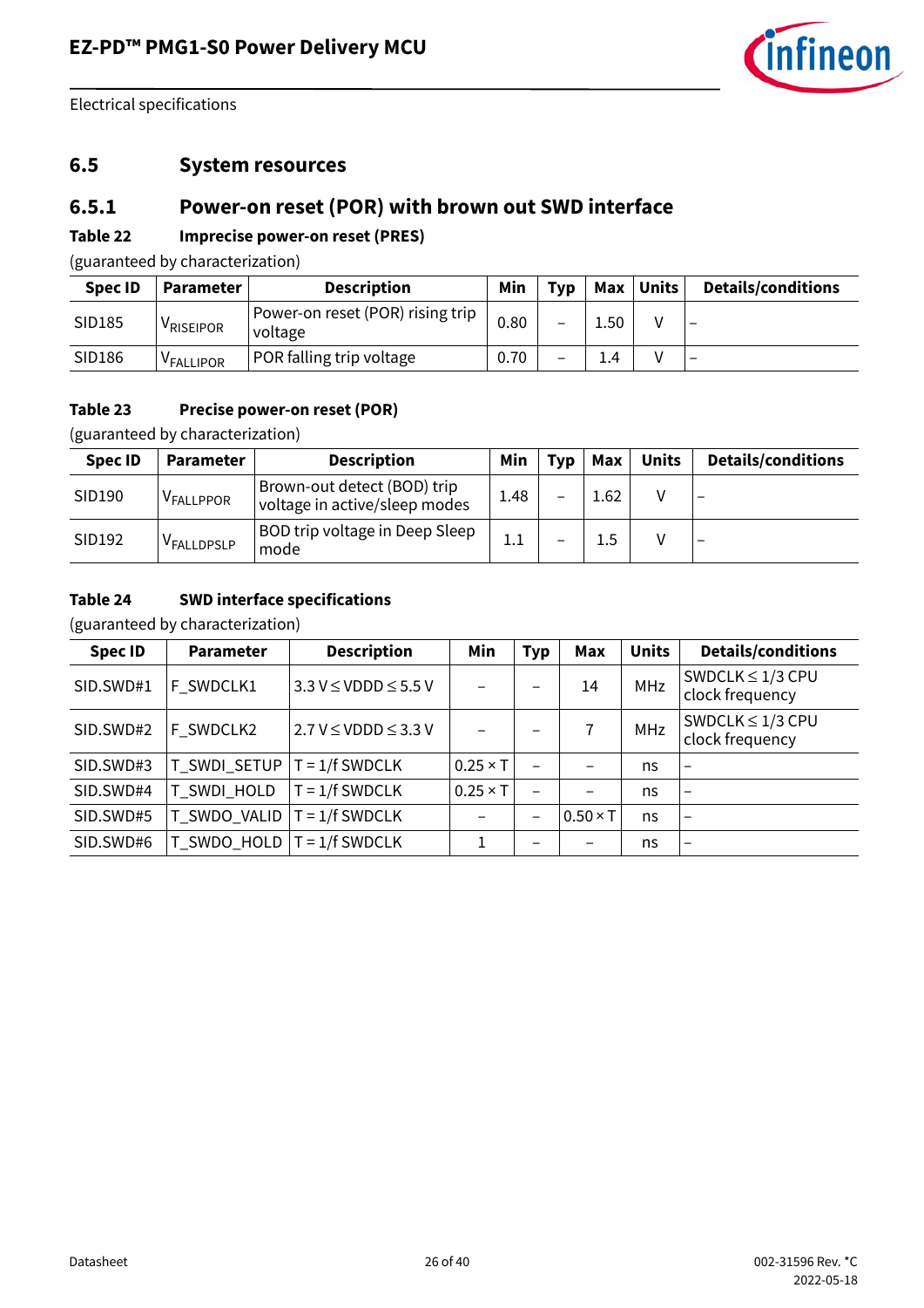## 6.5 System resources

### 6.5.1 Power-on reset (POR) with brown out SWD interface

**Table 22 Imprecise power-on reset (PRES)**

(guaranteed by characterization)

| Spec ID | Parameter | Description | Min | Typ | Max | Units | Details/conditions |
|---|---|---|---|---|---|---|---|
| SID185 | $V_{RISEIPOR}$ | Power-on reset (POR) rising trip voltage | 0.80 | – | 1.50 | V | – |
| SID186 | $V_{FALLIPOR}$ | POR falling trip voltage | 0.70 | – | 1.4 | V | – |

**Table 23 Precise power-on reset (POR)**

(guaranteed by characterization)

| Spec ID | Parameter | Description | Min | Typ | Max | Units | Details/conditions |
|---|---|---|---|---|---|---|---|
| SID190 | $V_{FALLPPOR}$ | Brown-out detect (BOD) trip voltage in active/sleep modes | 1.48 | – | 1.62 | V | – |
| SID192 | $V_{FALLDPSLP}$ | BOD trip voltage in Deep Sleep mode | 1.1 | – | 1.5 | V | – |

**Table 24 SWD interface specifications**

(guaranteed by characterization)

| Spec ID | Parameter | Description | Min | Typ | Max | Units | Details/conditions |
|---|---|---|---|---|---|---|---|
| SID.SWD#1 | F_SWDCLK1 | 3.3 V ≤ VDDD ≤ 5.5 V | – | – | 14 | MHz | SWDCLK ≤ 1/3 CPU clock frequency |
| SID.SWD#2 | F_SWDCLK2 | 2.7 V ≤ VDDD ≤ 3.3 V | – | – | 7 | MHz | SWDCLK ≤ 1/3 CPU clock frequency |
| SID.SWD#3 | T_SWDI_SETUP | T = 1/f SWDCLK | 0.25 × T | – | – | ns | – |
| SID.SWD#4 | T_SWDI_HOLD | T = 1/f SWDCLK | 0.25 × T | – | – | ns | – |
| SID.SWD#5 | T_SWDO_VALID | T = 1/f SWDCLK | – | – | 0.50 × T | ns | – |
| SID.SWD#6 | T_SWDO_HOLD | T = 1/f SWDCLK | 1 | – | – | ns | – |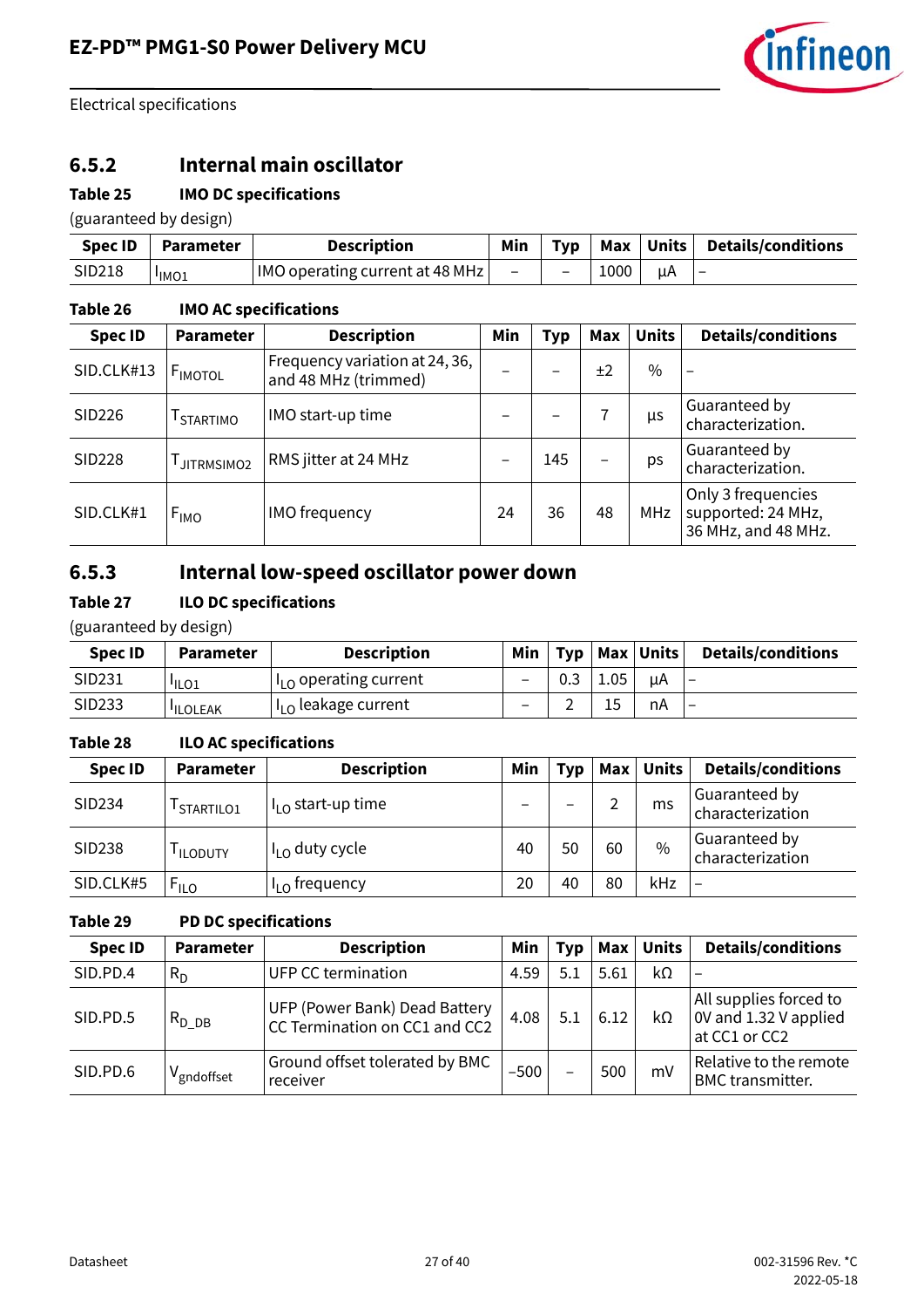### 6.5.2 Internal main oscillator

**Table 25 IMO DC specifications**

(guaranteed by design)

| Spec ID | Parameter | Description | Min | Typ | Max | Units | Details/conditions |
|---|---|---|---|---|---|---|---|
| SID218 | $I_{IMO1}$ | IMO operating current at 48 MHz | – | – | 1000 | µA | – |

**Table 26 IMO AC specifications**

| Spec ID | Parameter | Description | Min | Typ | Max | Units | Details/conditions |
|---|---|---|---|---|---|---|---|
| SID.CLK#13 | $F_{IMOTOL}$ | Frequency variation at 24, 36, and 48 MHz (trimmed) | – | – | ±2 | % | – |
| SID226 | $T_{STARTIMO}$ | IMO start-up time | – | – | 7 | µs | Guaranteed by characterization. |
| SID228 | $T_{JITRMSIMO2}$ | RMS jitter at 24 MHz | – | 145 | – | ps | Guaranteed by characterization. |
| SID.CLK#1 | $F_{IMO}$ | IMO frequency | 24 | 36 | 48 | MHz | Only 3 frequencies supported: 24 MHz, 36 MHz, and 48 MHz. |

### 6.5.3 Internal low-speed oscillator power down

**Table 27 ILO DC specifications**

(guaranteed by design)

| Spec ID | Parameter | Description | Min | Typ | Max | Units | Details/conditions |
|---|---|---|---|---|---|---|---|
| SID231 | $I_{ILO1}$ | $I_{LO}$ operating current | – | 0.3 | 1.05 | µA | – |
| SID233 | $I_{ILOLEAK}$ | $I_{LO}$ leakage current | – | 2 | 15 | nA | – |

**Table 28 ILO AC specifications**

| Spec ID | Parameter | Description | Min | Typ | Max | Units | Details/conditions |
|---|---|---|---|---|---|---|---|
| SID234 | $T_{STARTILO1}$ | $I_{LO}$ start-up time | – | – | 2 | ms | Guaranteed by characterization |
| SID238 | $T_{ILODUTY}$ | $I_{LO}$ duty cycle | 40 | 50 | 60 | % | Guaranteed by characterization |
| SID.CLK#5 | $F_{ILO}$ | $I_{LO}$ frequency | 20 | 40 | 80 | kHz | – |

**Table 29 PD DC specifications**

| Spec ID | Parameter | Description | Min | Typ | Max | Units | Details/conditions |
|---|---|---|---|---|---|---|---|
| SID.PD.4 | $R_D$ | UFP CC termination | 4.59 | 5.1 | 5.61 | kΩ | – |
| SID.PD.5 | $R_{D\_DB}$ | UFP (Power Bank) Dead Battery CC Termination on CC1 and CC2 | 4.08 | 5.1 | 6.12 | kΩ | All supplies forced to 0V and 1.32 V applied at CC1 or CC2 |
| SID.PD.6 | $V_{gndoffset}$ | Ground offset tolerated by BMC receiver | –500 | – | 500 | mV | Relative to the remote BMC transmitter. |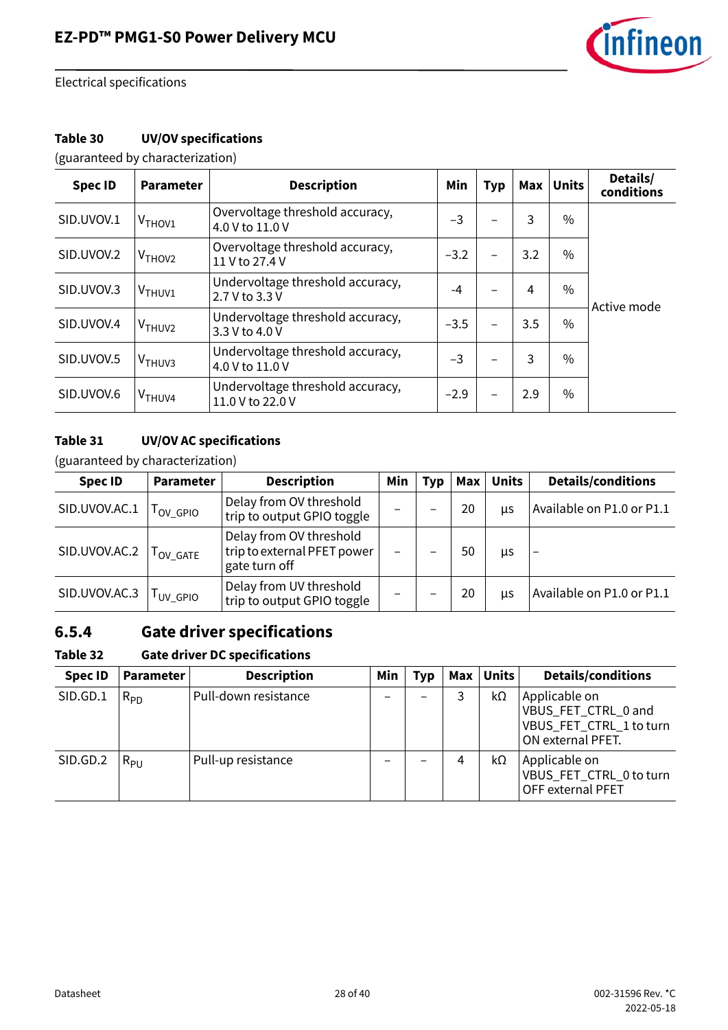**Table 30 UV/OV specifications**

(guaranteed by characterization)

| Spec ID | Parameter | Description | Min | Typ | Max | Units | Details/ conditions |
|---|---|---|---|---|---|---|---|
| SID.UVOV.1 | $V_{THOV1}$ | Overvoltage threshold accuracy, 4.0 V to 11.0 V | −3 | – | 3 | % | Active mode |
| SID.UVOV.2 | $V_{THOV2}$ | Overvoltage threshold accuracy, 11 V to 27.4 V | −3.2 | – | 3.2 | % | |
| SID.UVOV.3 | $V_{THUV1}$ | Undervoltage threshold accuracy, 2.7 V to 3.3 V | -4 | – | 4 | % | |
| SID.UVOV.4 | $V_{THUV2}$ | Undervoltage threshold accuracy, 3.3 V to 4.0 V | −3.5 | – | 3.5 | % | |
| SID.UVOV.5 | $V_{THUV3}$ | Undervoltage threshold accuracy, 4.0 V to 11.0 V | −3 | – | 3 | % | |
| SID.UVOV.6 | $V_{THUV4}$ | Undervoltage threshold accuracy, 11.0 V to 22.0 V | −2.9 | – | 2.9 | % | |

**Table 31 UV/OV AC specifications**

(guaranteed by characterization)

| Spec ID | Parameter | Description | Min | Typ | Max | Units | Details/conditions |
|---|---|---|---|---|---|---|---|
| SID.UVOV.AC.1 | $T_{OV\_GPIO}$ | Delay from OV threshold trip to output GPIO toggle | – | – | 20 | µs | Available on P1.0 or P1.1 |
| SID.UVOV.AC.2 | $T_{OV\_GATE}$ | Delay from OV threshold trip to external PFET power gate turn off | – | – | 50 | µs | – |
| SID.UVOV.AC.3 | $T_{UV\_GPIO}$ | Delay from UV threshold trip to output GPIO toggle | – | – | 20 | µs | Available on P1.0 or P1.1 |

## 6.5.4 Gate driver specifications

**Table 32 Gate driver DC specifications**

| Spec ID | Parameter | Description | Min | Typ | Max | Units | Details/conditions |
|---|---|---|---|---|---|---|---|
| SID.GD.1 | $R_{PD}$ | Pull-down resistance | – | – | 3 | kΩ | Applicable on VBUS_FET_CTRL_0 and VBUS_FET_CTRL_1 to turn ON external PFET. |
| SID.GD.2 | $R_{PU}$ | Pull-up resistance | – | – | 4 | kΩ | Applicable on VBUS_FET_CTRL_0 to turn OFF external PFET |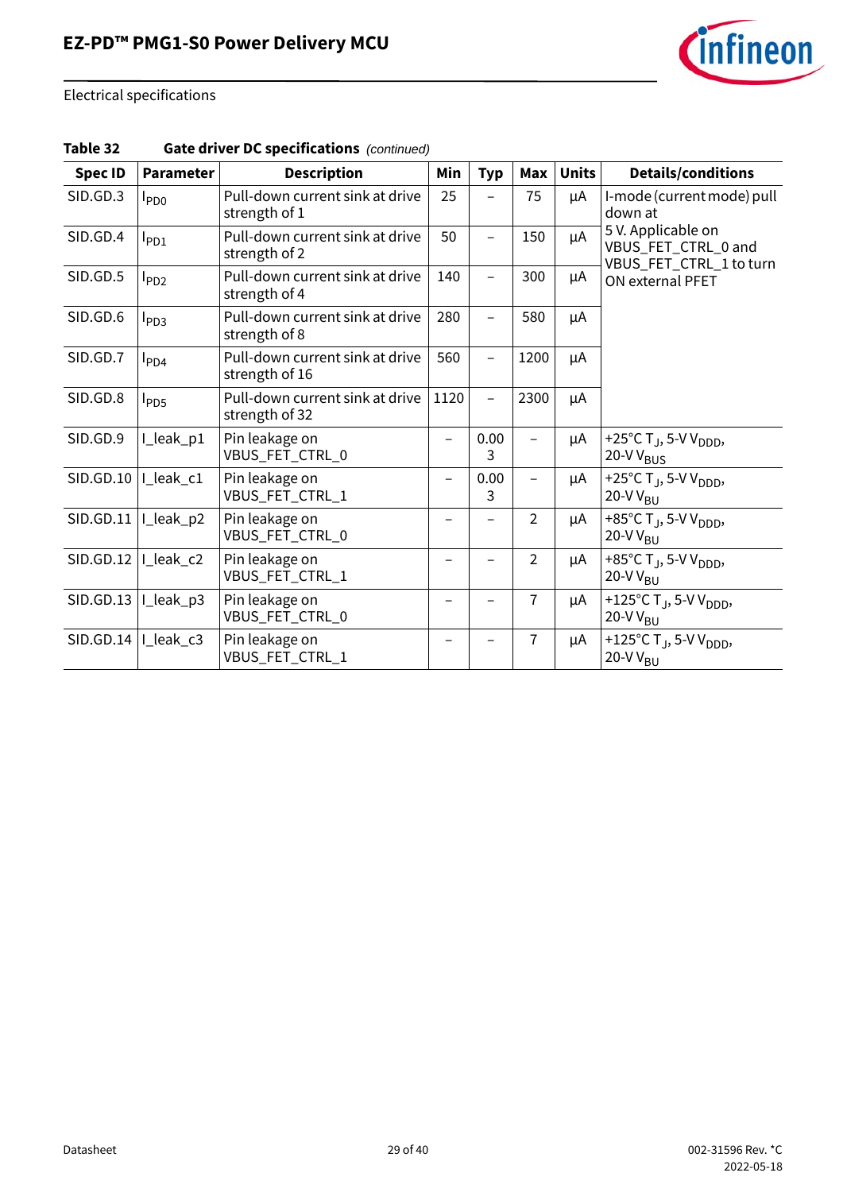Electrical specifications

**Table 32 Gate driver DC specifications** *(continued)*

| Spec ID | Parameter | Description | Min | Typ | Max | Units | Details/conditions |
|---|---|---|---|---|---|---|---|
| SID.GD.3 | $I_{PD0}$ | Pull-down current sink at drive strength of 1 | 25 | – | 75 | µA | I-mode (current mode) pull down at 5 V. Applicable on VBUS_FET_CTRL_0 and VBUS_FET_CTRL_1 to turn ON external PFET |
| SID.GD.4 | $I_{PD1}$ | Pull-down current sink at drive strength of 2 | 50 | – | 150 | µA | |
| SID.GD.5 | $I_{PD2}$ | Pull-down current sink at drive strength of 4 | 140 | – | 300 | µA | |
| SID.GD.6 | $I_{PD3}$ | Pull-down current sink at drive strength of 8 | 280 | – | 580 | µA | |
| SID.GD.7 | $I_{PD4}$ | Pull-down current sink at drive strength of 16 | 560 | – | 1200 | µA | |
| SID.GD.8 | $I_{PD5}$ | Pull-down current sink at drive strength of 32 | 1120 | – | 2300 | µA | |
| SID.GD.9 | I_leak_p1 | Pin leakage on VBUS_FET_CTRL_0 | – | 0.003 | – | µA | +25°C $T_J$, 5-V $V_{DDD}$, 20-V $V_{BUS}$ |
| SID.GD.10 | I_leak_c1 | Pin leakage on VBUS_FET_CTRL_1 | – | 0.003 | – | µA | +25°C $T_J$, 5-V $V_{DDD}$, 20-V $V_{BU}$ |
| SID.GD.11 | I_leak_p2 | Pin leakage on VBUS_FET_CTRL_0 | – | – | 2 | µA | +85°C $T_J$, 5-V $V_{DDD}$, 20-V $V_{BU}$ |
| SID.GD.12 | I_leak_c2 | Pin leakage on VBUS_FET_CTRL_1 | – | – | 2 | µA | +85°C $T_J$, 5-V $V_{DDD}$, 20-V $V_{BU}$ |
| SID.GD.13 | I_leak_p3 | Pin leakage on VBUS_FET_CTRL_0 | – | – | 7 | µA | +125°C $T_J$, 5-V $V_{DDD}$, 20-V $V_{BU}$ |
| SID.GD.14 | I_leak_c3 | Pin leakage on VBUS_FET_CTRL_1 | – | – | 7 | µA | +125°C $T_J$, 5-V $V_{DDD}$, 20-V $V_{BU}$ |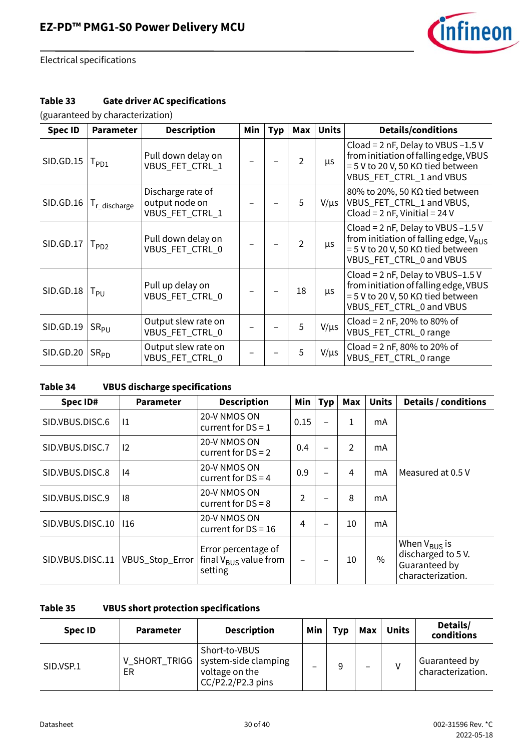Electrical specifications

**Table 33 Gate driver AC specifications**

(guaranteed by characterization)

| Spec ID | Parameter | Description | Min | Typ | Max | Units | Details/conditions |
|---|---|---|---|---|---|---|---|
| SID.GD.15 | $T_{PD1}$ | Pull down delay on VBUS_FET_CTRL_1 | – | – | 2 | µs | Cload = 2 nF, Delay to VBUS –1.5 V from initiation of falling edge, VBUS = 5 V to 20 V, 50 KΩ tied between VBUS_FET_CTRL_1 and VBUS |
| SID.GD.16 | $T_{r\_discharge}$ | Discharge rate of output node on VBUS_FET_CTRL_1 | – | – | 5 | V/µs | 80% to 20%, 50 KΩ tied between VBUS_FET_CTRL_1 and VBUS, Cload = 2 nF, Vinitial = 24 V |
| SID.GD.17 | $T_{PD2}$ | Pull down delay on VBUS_FET_CTRL_0 | – | – | 2 | µs | Cload = 2 nF, Delay to VBUS –1.5 V from initiation of falling edge, $V_{BUS}$ = 5 V to 20 V, 50 KΩ tied between VBUS_FET_CTRL_0 and VBUS |
| SID.GD.18 | $T_{PU}$ | Pull up delay on VBUS_FET_CTRL_0 | – | – | 18 | µs | Cload = 2 nF, Delay to VBUS–1.5 V from initiation of falling edge, VBUS = 5 V to 20 V, 50 KΩ tied between VBUS_FET_CTRL_0 and VBUS |
| SID.GD.19 | $SR_{PU}$ | Output slew rate on VBUS_FET_CTRL_0 | – | – | 5 | V/µs | Cload = 2 nF, 20% to 80% of VBUS_FET_CTRL_0 range |
| SID.GD.20 | $SR_{PD}$ | Output slew rate on VBUS_FET_CTRL_0 | – | – | 5 | V/µs | Cload = 2 nF, 80% to 20% of VBUS_FET_CTRL_0 range |

**Table 34 VBUS discharge specifications**

| Spec ID# | Parameter | Description | Min | Typ | Max | Units | Details / conditions |
|---|---|---|---|---|---|---|---|
| SID.VBUS.DISC.6 | I1 | 20-V NMOS ON current for DS = 1 | 0.15 | – | 1 | mA | Measured at 0.5 V |
| SID.VBUS.DISC.7 | I2 | 20-V NMOS ON current for DS = 2 | 0.4 | – | 2 | mA | |
| SID.VBUS.DISC.8 | I4 | 20-V NMOS ON current for DS = 4 | 0.9 | – | 4 | mA | |
| SID.VBUS.DISC.9 | I8 | 20-V NMOS ON current for DS = 8 | 2 | – | 8 | mA | |
| SID.VBUS.DISC.10 | I16 | 20-V NMOS ON current for DS = 16 | 4 | – | 10 | mA | |
| SID.VBUS.DISC.11 | VBUS_Stop_Error | Error percentage of final $V_{BUS}$ value from setting | – | – | 10 | % | When $V_{BUS}$ is discharged to 5 V. Guaranteed by characterization. |

**Table 35 VBUS short protection specifications**

| Spec ID | Parameter | Description | Min | Typ | Max | Units | Details/ conditions |
|---|---|---|---|---|---|---|---|
| SID.VSP.1 | V_SHORT_TRIGGER | Short-to-VBUS system-side clamping voltage on the CC/P2.2/P2.3 pins | – | 9 | – | V | Guaranteed by characterization. |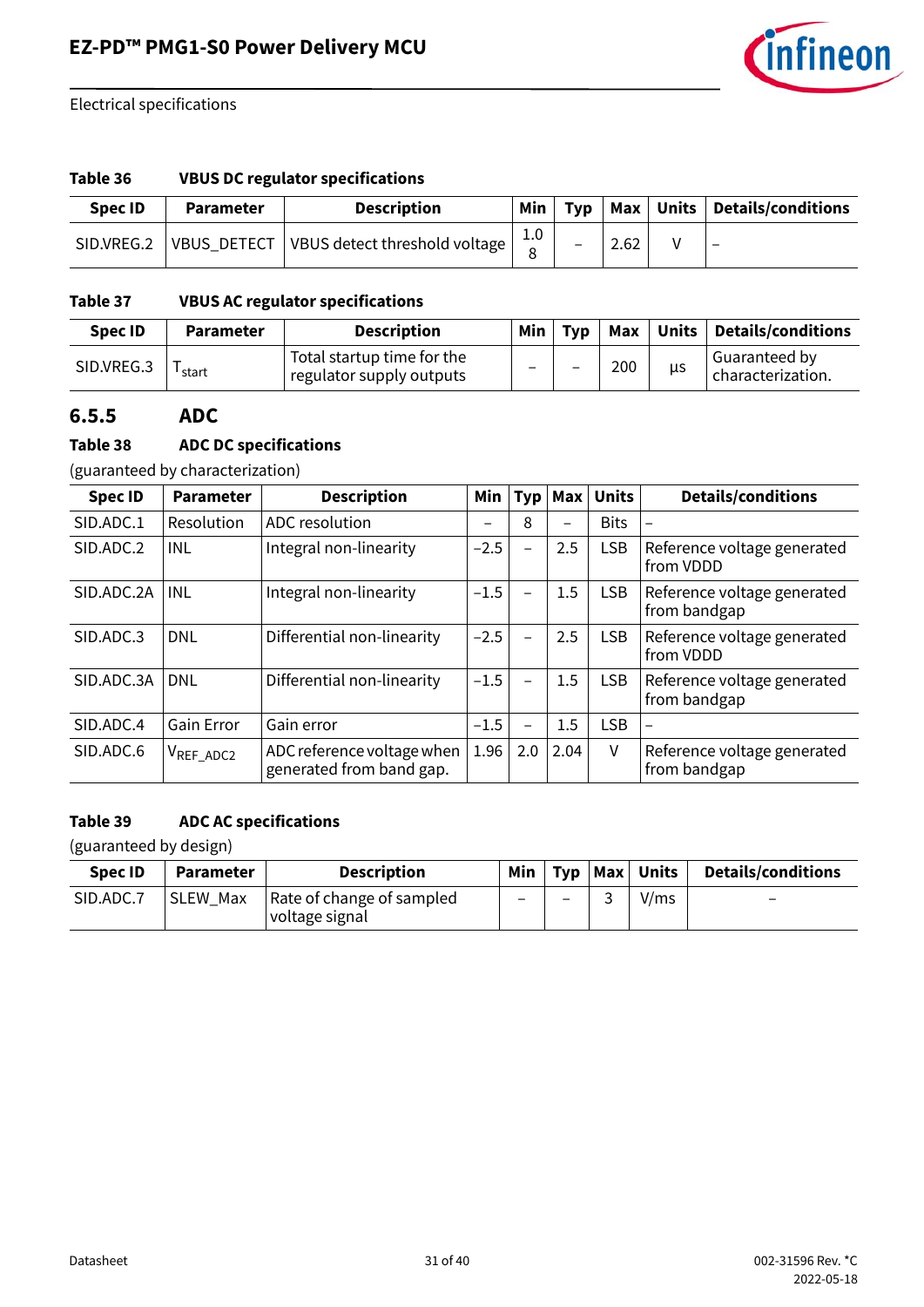Electrical specifications

**Table 36 VBUS DC regulator specifications**

| Spec ID | Parameter | Description | Min | Typ | Max | Units | Details/conditions |
|---|---|---|---|---|---|---|---|
| SID.VREG.2 | VBUS_DETECT | VBUS detect threshold voltage | 1.08 | – | 2.62 | V | – |

**Table 37 VBUS AC regulator specifications**

| Spec ID | Parameter | Description | Min | Typ | Max | Units | Details/conditions |
|---|---|---|---|---|---|---|---|
| SID.VREG.3 | $T_{start}$ | Total startup time for the regulator supply outputs | – | – | 200 | µs | Guaranteed by characterization. |

### 6.5.5 ADC

**Table 38 ADC DC specifications**

(guaranteed by characterization)

| Spec ID | Parameter | Description | Min | Typ | Max | Units | Details/conditions |
|---|---|---|---|---|---|---|---|
| SID.ADC.1 | Resolution | ADC resolution | – | 8 | – | Bits | – |
| SID.ADC.2 | INL | Integral non-linearity | –2.5 | – | 2.5 | LSB | Reference voltage generated from VDDD |
| SID.ADC.2A | INL | Integral non-linearity | –1.5 | – | 1.5 | LSB | Reference voltage generated from bandgap |
| SID.ADC.3 | DNL | Differential non-linearity | –2.5 | – | 2.5 | LSB | Reference voltage generated from VDDD |
| SID.ADC.3A | DNL | Differential non-linearity | –1.5 | – | 1.5 | LSB | Reference voltage generated from bandgap |
| SID.ADC.4 | Gain Error | Gain error | –1.5 | – | 1.5 | LSB | – |
| SID.ADC.6 | $V_{REF\_ADC2}$ | ADC reference voltage when generated from band gap. | 1.96 | 2.0 | 2.04 | V | Reference voltage generated from bandgap |

**Table 39 ADC AC specifications**

(guaranteed by design)

| Spec ID | Parameter | Description | Min | Typ | Max | Units | Details/conditions |
|---|---|---|---|---|---|---|---|
| SID.ADC.7 | SLEW_Max | Rate of change of sampled voltage signal | – | – | 3 | V/ms | – |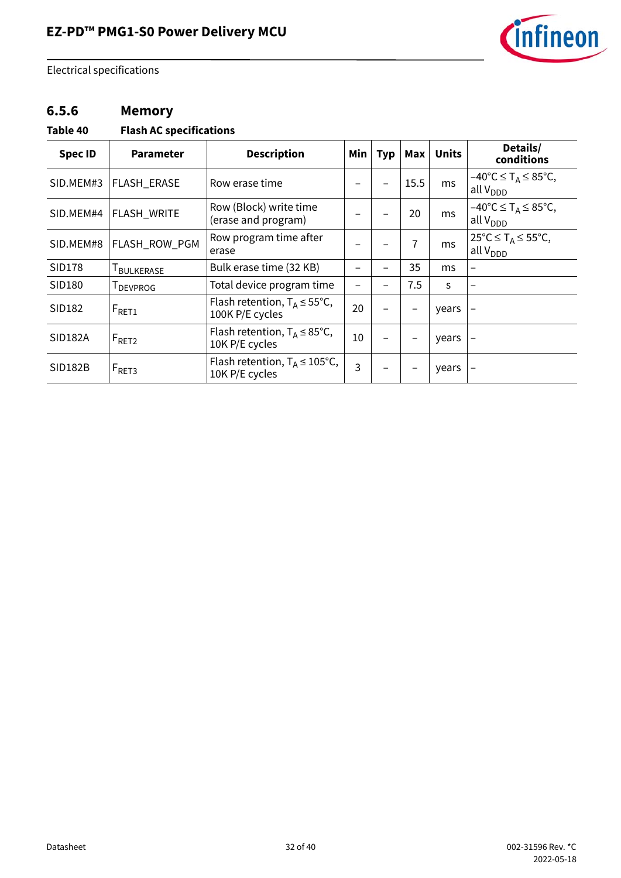### 6.5.6 Memory

**Table 40 Flash AC specifications**

| Spec ID | Parameter | Description | Min | Typ | Max | Units | Details/ conditions |
|---|---|---|---|---|---|---|---|
| SID.MEM#3 | FLASH_ERASE | Row erase time | – | – | 15.5 | ms | $-40°C \le T_A \le 85°C$, all $V_{DDD}$ |
| SID.MEM#4 | FLASH_WRITE | Row (Block) write time (erase and program) | – | – | 20 | ms | $-40°C \le T_A \le 85°C$, all $V_{DDD}$ |
| SID.MEM#8 | FLASH_ROW_PGM | Row program time after erase | – | – | 7 | ms | $25°C \le T_A \le 55°C$, all $V_{DDD}$ |
| SID178 | $T_{BULKERASE}$ | Bulk erase time (32 KB) | – | – | 35 | ms | – |
| SID180 | $T_{DEVPROG}$ | Total device program time | – | – | 7.5 | s | – |
| SID182 | $F_{RET1}$ | Flash retention, $T_A \le 55°C$, 100K P/E cycles | 20 | – | – | years | – |
| SID182A | $F_{RET2}$ | Flash retention, $T_A \le 85°C$, 10K P/E cycles | 10 | – | – | years | – |
| SID182B | $F_{RET3}$ | Flash retention, $T_A \le 105°C$, 10K P/E cycles | 3 | – | – | years | – |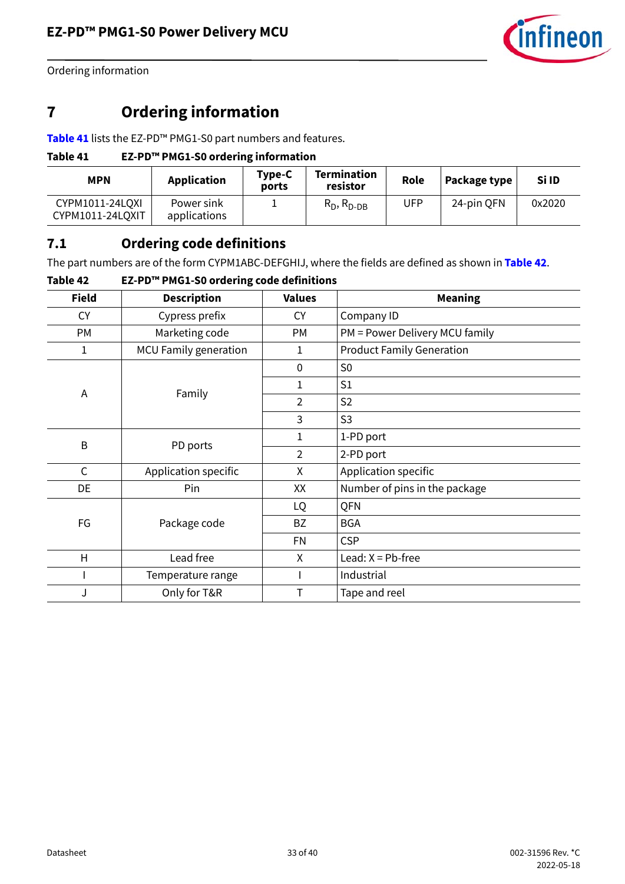# 7 Ordering information

**Table 41** lists the EZ-PD™ PMG1-S0 part numbers and features.

**Table 41 EZ-PD™ PMG1-S0 ordering information**

| MPN | Application | Type-C ports | Termination resistor | Role | Package type | Si ID |
|---|---|---|---|---|---|---|
| CYPM1011-24LQXI<br>CYPM1011-24LQXIT | Power sink applications | 1 | $R_D$, $R_{D\text{-}DB}$ | UFP | 24-pin QFN | 0x2020 |

## 7.1 Ordering code definitions

The part numbers are of the form CYPM1ABC-DEFGHIJ, where the fields are defined as shown in **Table 42**.

**Table 42 EZ-PD™ PMG1-S0 ordering code definitions**

| Field | Description | Values | Meaning |
|---|---|---|---|
| CY | Cypress prefix | CY | Company ID |
| PM | Marketing code | PM | PM = Power Delivery MCU family |
| 1 | MCU Family generation | 1 | Product Family Generation |
| A | Family | 0 | S0 |
| | | 1 | S1 |
| | | 2 | S2 |
| | | 3 | S3 |
| B | PD ports | 1 | 1-PD port |
| | | 2 | 2-PD port |
| C | Application specific | X | Application specific |
| DE | Pin | XX | Number of pins in the package |
| FG | Package code | LQ | QFN |
| | | BZ | BGA |
| | | FN | CSP |
| H | Lead free | X | Lead: X = Pb-free |
| I | Temperature range | I | Industrial |
| J | Only for T&R | T | Tape and reel |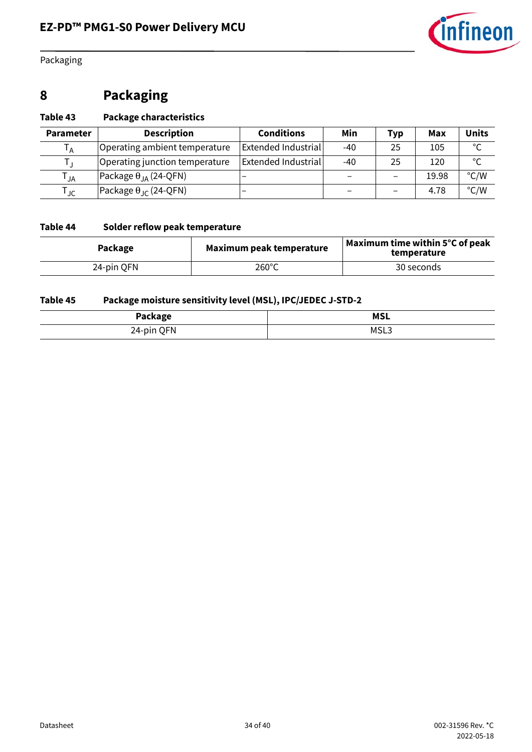# 8 Packaging

**Table 43 Package characteristics**

| Parameter | Description | Conditions | Min | Typ | Max | Units |
|---|---|---|---|---|---|---|
| $T_A$ | Operating ambient temperature | Extended Industrial | -40 | 25 | 105 | °C |
| $T_J$ | Operating junction temperature | Extended Industrial | -40 | 25 | 120 | °C |
| $T_{JA}$ | Package $\theta_{JA}$ (24-QFN) | – | – | – | 19.98 | °C/W |
| $T_{JC}$ | Package $\theta_{JC}$ (24-QFN) | – | – | – | 4.78 | °C/W |

**Table 44 Solder reflow peak temperature**

| Package | Maximum peak temperature | Maximum time within 5°C of peak temperature |
|---|---|---|
| 24-pin QFN | 260°C | 30 seconds |

**Table 45 Package moisture sensitivity level (MSL), IPC/JEDEC J-STD-2**

| Package | MSL |
|---|---|
| 24-pin QFN | MSL3 |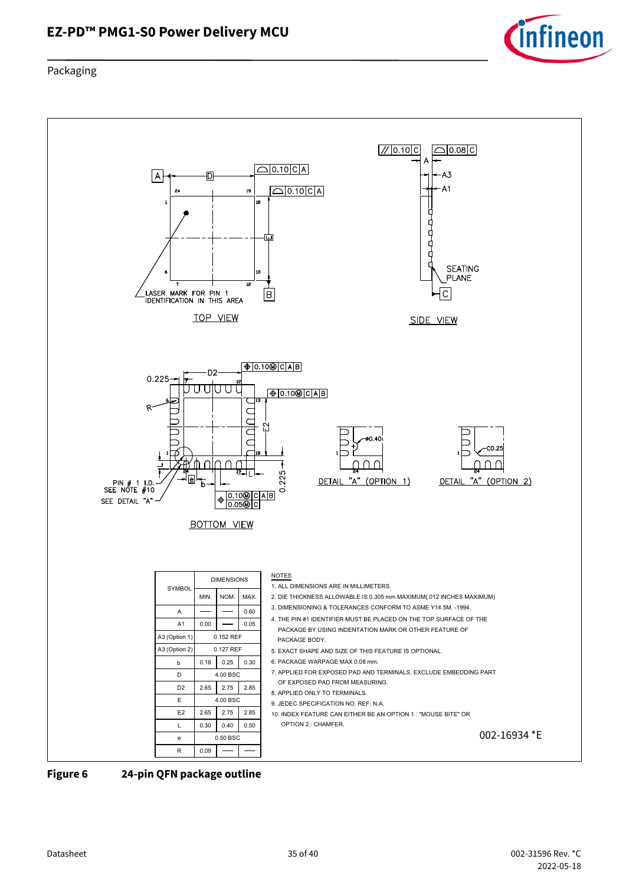## Packaging

| SYMBOL | DIMENSIONS | | |
|---|---|---|---|
| | MIN. | NOM. | MAX. |
| A | — | — | 0.60 |
| A1 | 0.00 | — | 0.05 |
| A3 (Option 1) | 0.152 REF | | |
| A3 (Option 2) | 0.127 REF | | |
| b | 0.18 | 0.25 | 0.30 |
| D | 4.00 BSC | | |
| D2 | 2.65 | 2.75 | 2.85 |
| E | 4.00 BSC | | |
| E2 | 2.65 | 2.75 | 2.85 |
| L | 0.30 | 0.40 | 0.50 |
| e | 0.50 BSC | | |
| R | 0.09 | — | — |

NOTES

1. ALL DIMENSIONS ARE IN MILLIMETERS.
2. DIE THICKNESS ALLOWABLE IS 0.305 mm MAXIMUM(.012 INCHES MAXIMUM)
3. DIMENSIONING & TOLERANCES CONFORM TO ASME Y14.5M. -1994.
4. THE PIN #1 IDENTIFIER MUST BE PLACED ON THE TOP SURFACE OF THE PACKAGE BY USING INDENTATION MARK OR OTHER FEATURE OF PACKAGE BODY.
5. EXACT SHAPE AND SIZE OF THIS FEATURE IS OPTIONAL.
6. PACKAGE WARPAGE MAX 0.08 mm.
7. APPLIED FOR EXPOSED PAD AND TERMINALS. EXCLUDE EMBEDDING PART OF EXPOSED PAD FROM MEASURING.
8. APPLIED ONLY TO TERMINALS.
9. JEDEC SPECIFICATION NO. REF: N.A.
10. INDEX FEATURE CAN EITHER BE AN OPTION 1 : "MOUSE BITE" OR OPTION 2 : CHAMFER.

002-16934 *E

**Figure 6 24-pin QFN package outline**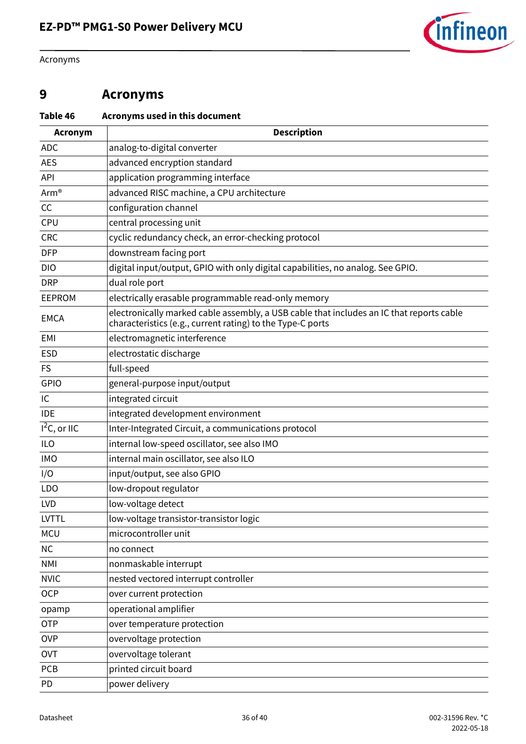# 9 Acronyms

**Table 46 Acronyms used in this document**

| Acronym | Description |
|---|---|
| ADC | analog-to-digital converter |
| AES | advanced encryption standard |
| API | application programming interface |
| Arm® | advanced RISC machine, a CPU architecture |
| CC | configuration channel |
| CPU | central processing unit |
| CRC | cyclic redundancy check, an error-checking protocol |
| DFP | downstream facing port |
| DIO | digital input/output, GPIO with only digital capabilities, no analog. See GPIO. |
| DRP | dual role port |
| EEPROM | electrically erasable programmable read-only memory |
| EMCA | electronically marked cable assembly, a USB cable that includes an IC that reports cable characteristics (e.g., current rating) to the Type-C ports |
| EMI | electromagnetic interference |
| ESD | electrostatic discharge |
| FS | full-speed |
| GPIO | general-purpose input/output |
| IC | integrated circuit |
| IDE | integrated development environment |
| $I^2C$, or IIC | Inter-Integrated Circuit, a communications protocol |
| ILO | internal low-speed oscillator, see also IMO |
| IMO | internal main oscillator, see also ILO |
| I/O | input/output, see also GPIO |
| LDO | low-dropout regulator |
| LVD | low-voltage detect |
| LVTTL | low-voltage transistor-transistor logic |
| MCU | microcontroller unit |
| NC | no connect |
| NMI | nonmaskable interrupt |
| NVIC | nested vectored interrupt controller |
| OCP | over current protection |
| opamp | operational amplifier |
| OTP | over temperature protection |
| OVP | overvoltage protection |
| OVT | overvoltage tolerant |
| PCB | printed circuit board |
| PD | power delivery |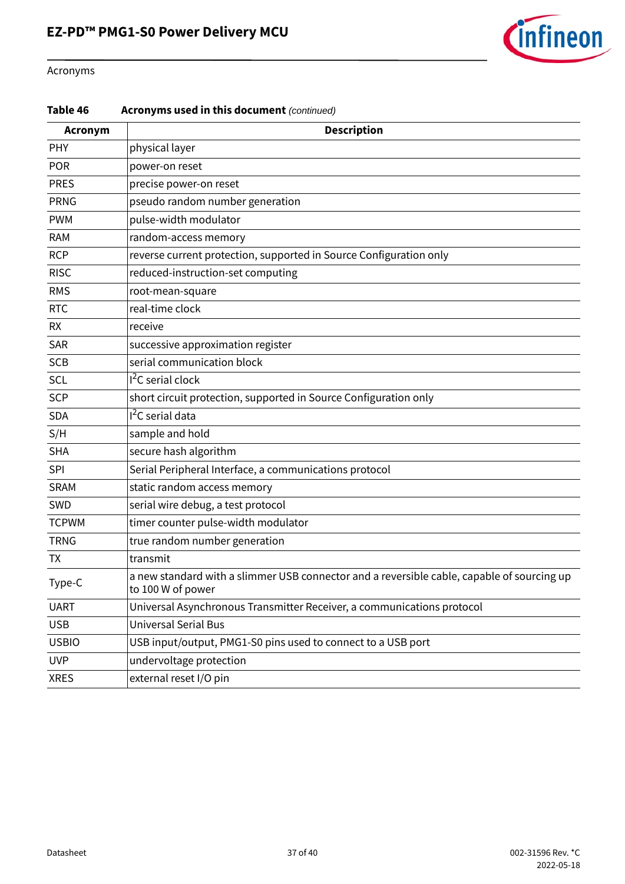**Table 46 Acronyms used in this document** *(continued)*

| Acronym | Description |
|---|---|
| PHY | physical layer |
| POR | power-on reset |
| PRES | precise power-on reset |
| PRNG | pseudo random number generation |
| PWM | pulse-width modulator |
| RAM | random-access memory |
| RCP | reverse current protection, supported in Source Configuration only |
| RISC | reduced-instruction-set computing |
| RMS | root-mean-square |
| RTC | real-time clock |
| RX | receive |
| SAR | successive approximation register |
| SCB | serial communication block |
| SCL | $I^2C$ serial clock |
| SCP | short circuit protection, supported in Source Configuration only |
| SDA | $I^2C$ serial data |
| S/H | sample and hold |
| SHA | secure hash algorithm |
| SPI | Serial Peripheral Interface, a communications protocol |
| SRAM | static random access memory |
| SWD | serial wire debug, a test protocol |
| TCPWM | timer counter pulse-width modulator |
| TRNG | true random number generation |
| TX | transmit |
| Type-C | a new standard with a slimmer USB connector and a reversible cable, capable of sourcing up to 100 W of power |
| UART | Universal Asynchronous Transmitter Receiver, a communications protocol |
| USB | Universal Serial Bus |
| USBIO | USB input/output, PMG1-S0 pins used to connect to a USB port |
| UVP | undervoltage protection |
| XRES | external reset I/O pin |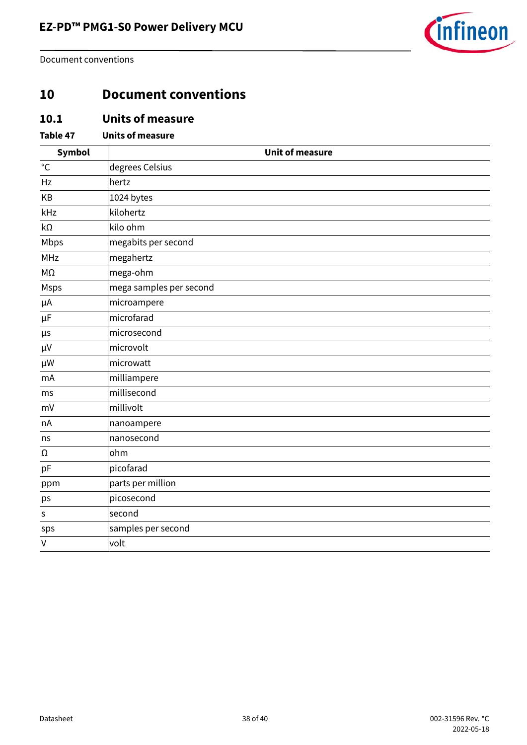# 10 Document conventions

## 10.1 Units of measure

**Table 47 Units of measure**

| Symbol | Unit of measure |
|---|---|
| °C | degrees Celsius |
| Hz | hertz |
| KB | 1024 bytes |
| kHz | kilohertz |
| kΩ | kilo ohm |
| Mbps | megabits per second |
| MHz | megahertz |
| MΩ | mega-ohm |
| Msps | mega samples per second |
| µA | microampere |
| µF | microfarad |
| µs | microsecond |
| µV | microvolt |
| µW | microwatt |
| mA | milliampere |
| ms | millisecond |
| mV | millivolt |
| nA | nanoampere |
| ns | nanosecond |
| Ω | ohm |
| pF | picofarad |
| ppm | parts per million |
| ps | picosecond |
| s | second |
| sps | samples per second |
| V | volt |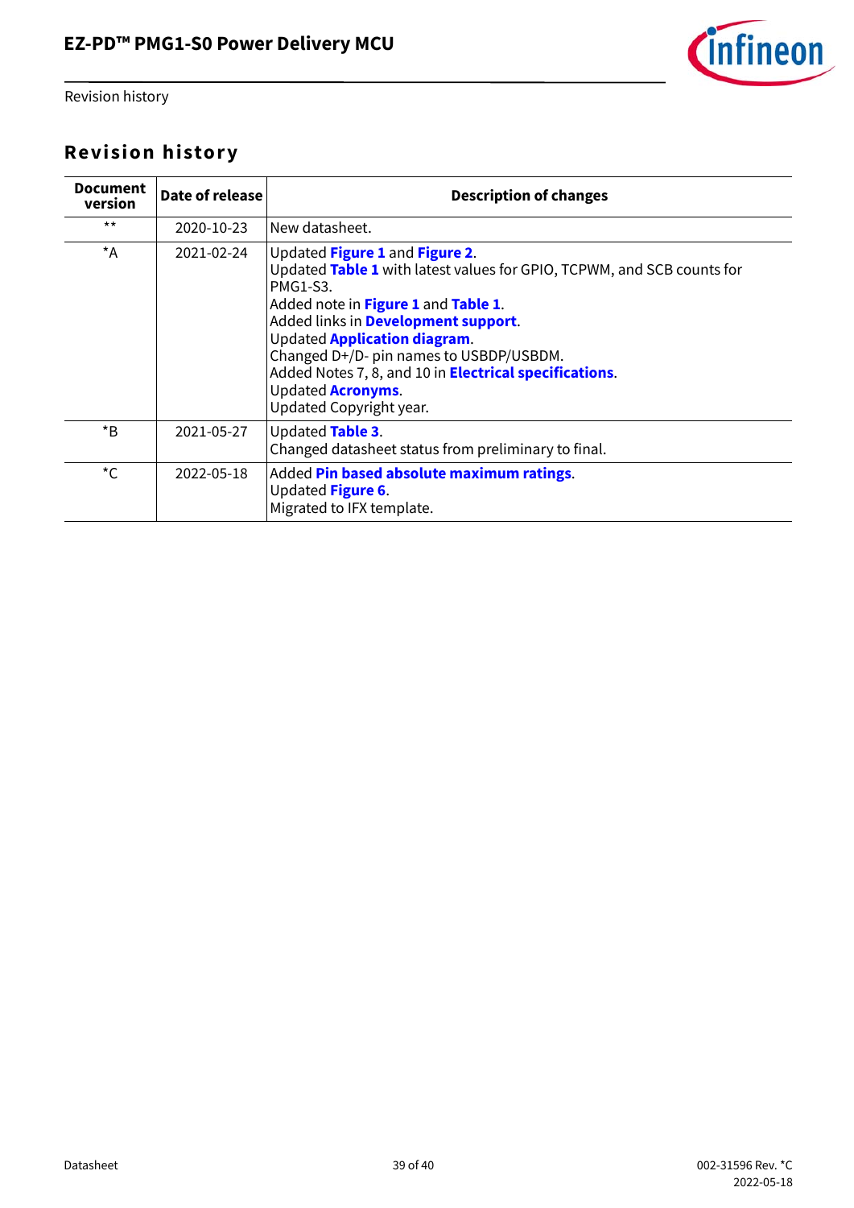# Revision history

| Document version | Date of release | Description of changes |
|---|---|---|
| ** | 2020-10-23 | New datasheet. |
| *A | 2021-02-24 | Updated **Figure 1** and **Figure 2**.<br>Updated **Table 1** with latest values for GPIO, TCPWM, and SCB counts for PMG1-S3.<br>Added note in **Figure 1** and **Table 1**.<br>Added links in **Development support**.<br>Updated **Application diagram**.<br>Changed D+/D- pin names to USBDP/USBDM.<br>Added Notes 7, 8, and 10 in **Electrical specifications**.<br>Updated **Acronyms**.<br>Updated Copyright year. |
| *B | 2021-05-27 | Updated **Table 3**.<br>Changed datasheet status from preliminary to final. |
| *C | 2022-05-18 | Added **Pin based absolute maximum ratings**.<br>Updated **Figure 6**.<br>Migrated to IFX template. |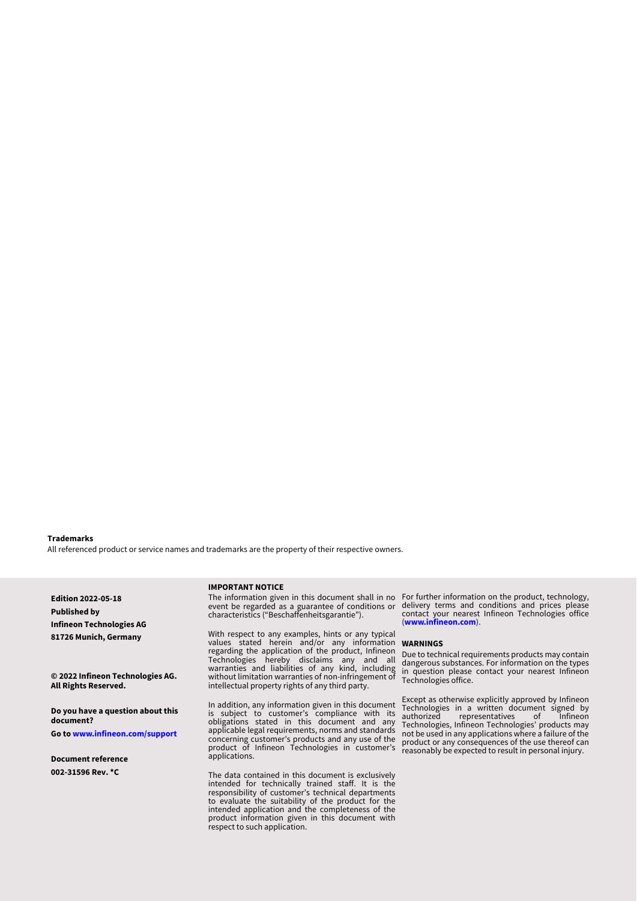**Trademarks**

All referenced product or service names and trademarks are the property of their respective owners.

**Edition 2022-05-18**

**Published by**

**Infineon Technologies AG**

**81726 Munich, Germany**

**© 2022 Infineon Technologies AG.**
**All Rights Reserved.**

**Do you have a question about this document?**

**Go to www.infineon.com/support**

**Document reference**

**002-31596 Rev. *C**

**IMPORTANT NOTICE**

The information given in this document shall in no event be regarded as a guarantee of conditions or characteristics ("Beschaffenheitsgarantie").

With respect to any examples, hints or any typical values stated herein and/or any information regarding the application of the product, Infineon Technologies hereby disclaims any and all warranties and liabilities of any kind, including without limitation warranties of non-infringement of intellectual property rights of any third party.

In addition, any information given in this document is subject to customer's compliance with its obligations stated in this document and any applicable legal requirements, norms and standards concerning customer's products and any use of the product of Infineon Technologies in customer's applications.

The data contained in this document is exclusively intended for technically trained staff. It is the responsibility of customer's technical departments to evaluate the suitability of the product for the intended application and the completeness of the product information given in this document with respect to such application.

For further information on the product, technology, delivery terms and conditions and prices please contact your nearest Infineon Technologies office (**www.infineon.com**).

**WARNINGS**

Due to technical requirements products may contain dangerous substances. For information on the types in question please contact your nearest Infineon Technologies office.

Except as otherwise explicitly approved by Infineon Technologies in a written document signed by authorized representatives of Infineon Technologies, Infineon Technologies' products may not be used in any applications where a failure of the product or any consequences of the use thereof can reasonably be expected to result in personal injury.